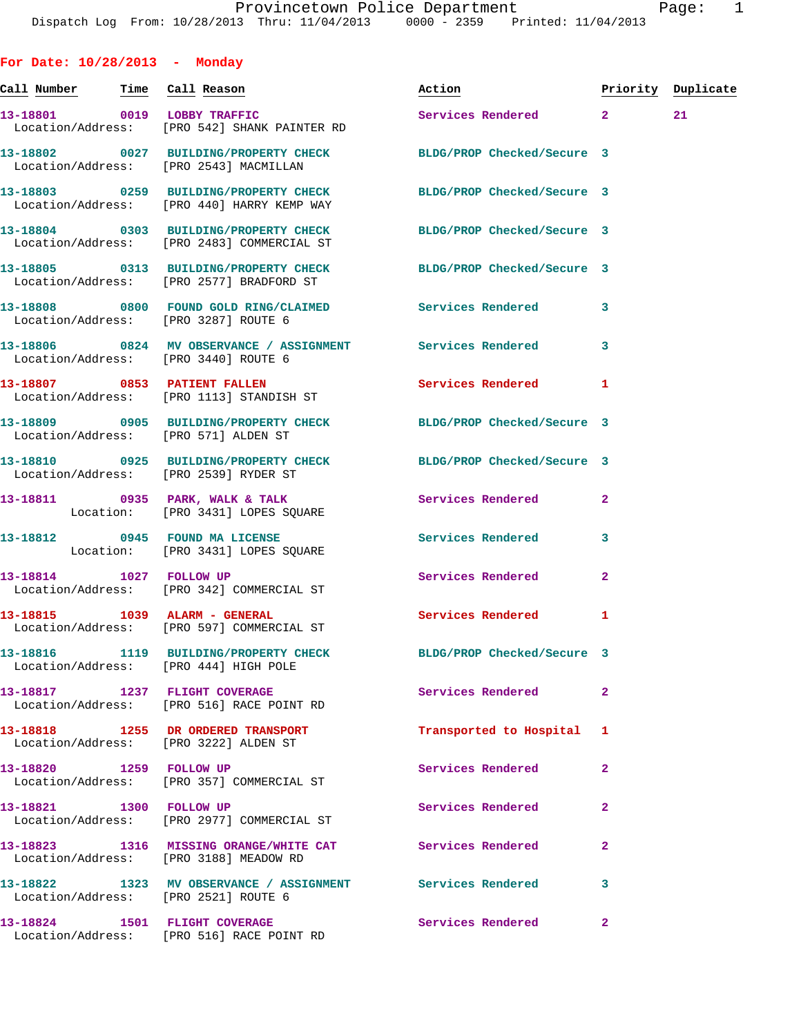Provincetown Police Department
Dispatch Log From: 10/28/2013 Thru: 11/04/2013 0000 - 2359 Printed: 11/04/2013

## For Date: 10/28/2013 - Monday

| Call Number | Time | Call Reason | Action | Priority | Duplicate |
|---|---|---|---|---|---|
| 13-18801 | 0019 | LOBBY TRAFFIC | Services Rendered | 2 | 21 |
| Location/Address: | | [PRO 542] SHANK PAINTER RD | | | |
| 13-18802 | 0027 | BUILDING/PROPERTY CHECK | BLDG/PROP Checked/Secure | 3 | |
| Location/Address: | | [PRO 2543] MACMILLAN | | | |
| 13-18803 | 0259 | BUILDING/PROPERTY CHECK | BLDG/PROP Checked/Secure | 3 | |
| Location/Address: | | [PRO 440] HARRY KEMP WAY | | | |
| 13-18804 | 0303 | BUILDING/PROPERTY CHECK | BLDG/PROP Checked/Secure | 3 | |
| Location/Address: | | [PRO 2483] COMMERCIAL ST | | | |
| 13-18805 | 0313 | BUILDING/PROPERTY CHECK | BLDG/PROP Checked/Secure | 3 | |
| Location/Address: | | [PRO 2577] BRADFORD ST | | | |
| 13-18808 | 0800 | FOUND GOLD RING/CLAIMED | Services Rendered | 3 | |
| Location/Address: | | [PRO 3287] ROUTE 6 | | | |
| 13-18806 | 0824 | MV OBSERVANCE / ASSIGNMENT | Services Rendered | 3 | |
| Location/Address: | | [PRO 3440] ROUTE 6 | | | |
| 13-18807 | 0853 | PATIENT FALLEN | Services Rendered | 1 | |
| Location/Address: | | [PRO 1113] STANDISH ST | | | |
| 13-18809 | 0905 | BUILDING/PROPERTY CHECK | BLDG/PROP Checked/Secure | 3 | |
| Location/Address: | | [PRO 571] ALDEN ST | | | |
| 13-18810 | 0925 | BUILDING/PROPERTY CHECK | BLDG/PROP Checked/Secure | 3 | |
| Location/Address: | | [PRO 2539] RYDER ST | | | |
| 13-18811 | 0935 | PARK, WALK & TALK | Services Rendered | 2 | |
| Location: | | [PRO 3431] LOPES SQUARE | | | |
| 13-18812 | 0945 | FOUND MA LICENSE | Services Rendered | 3 | |
| Location: | | [PRO 3431] LOPES SQUARE | | | |
| 13-18814 | 1027 | FOLLOW UP | Services Rendered | 2 | |
| Location/Address: | | [PRO 342] COMMERCIAL ST | | | |
| 13-18815 | 1039 | ALARM - GENERAL | Services Rendered | 1 | |
| Location/Address: | | [PRO 597] COMMERCIAL ST | | | |
| 13-18816 | 1119 | BUILDING/PROPERTY CHECK | BLDG/PROP Checked/Secure | 3 | |
| Location/Address: | | [PRO 444] HIGH POLE | | | |
| 13-18817 | 1237 | FLIGHT COVERAGE | Services Rendered | 2 | |
| Location/Address: | | [PRO 516] RACE POINT RD | | | |
| 13-18818 | 1255 | DR ORDERED TRANSPORT | Transported to Hospital | 1 | |
| Location/Address: | | [PRO 3222] ALDEN ST | | | |
| 13-18820 | 1259 | FOLLOW UP | Services Rendered | 2 | |
| Location/Address: | | [PRO 357] COMMERCIAL ST | | | |
| 13-18821 | 1300 | FOLLOW UP | Services Rendered | 2 | |
| Location/Address: | | [PRO 2977] COMMERCIAL ST | | | |
| 13-18823 | 1316 | MISSING ORANGE/WHITE CAT | Services Rendered | 2 | |
| Location/Address: | | [PRO 3188] MEADOW RD | | | |
| 13-18822 | 1323 | MV OBSERVANCE / ASSIGNMENT | Services Rendered | 3 | |
| Location/Address: | | [PRO 2521] ROUTE 6 | | | |
| 13-18824 | 1501 | FLIGHT COVERAGE | Services Rendered | 2 | |
| Location/Address: | | [PRO 516] RACE POINT RD | | | |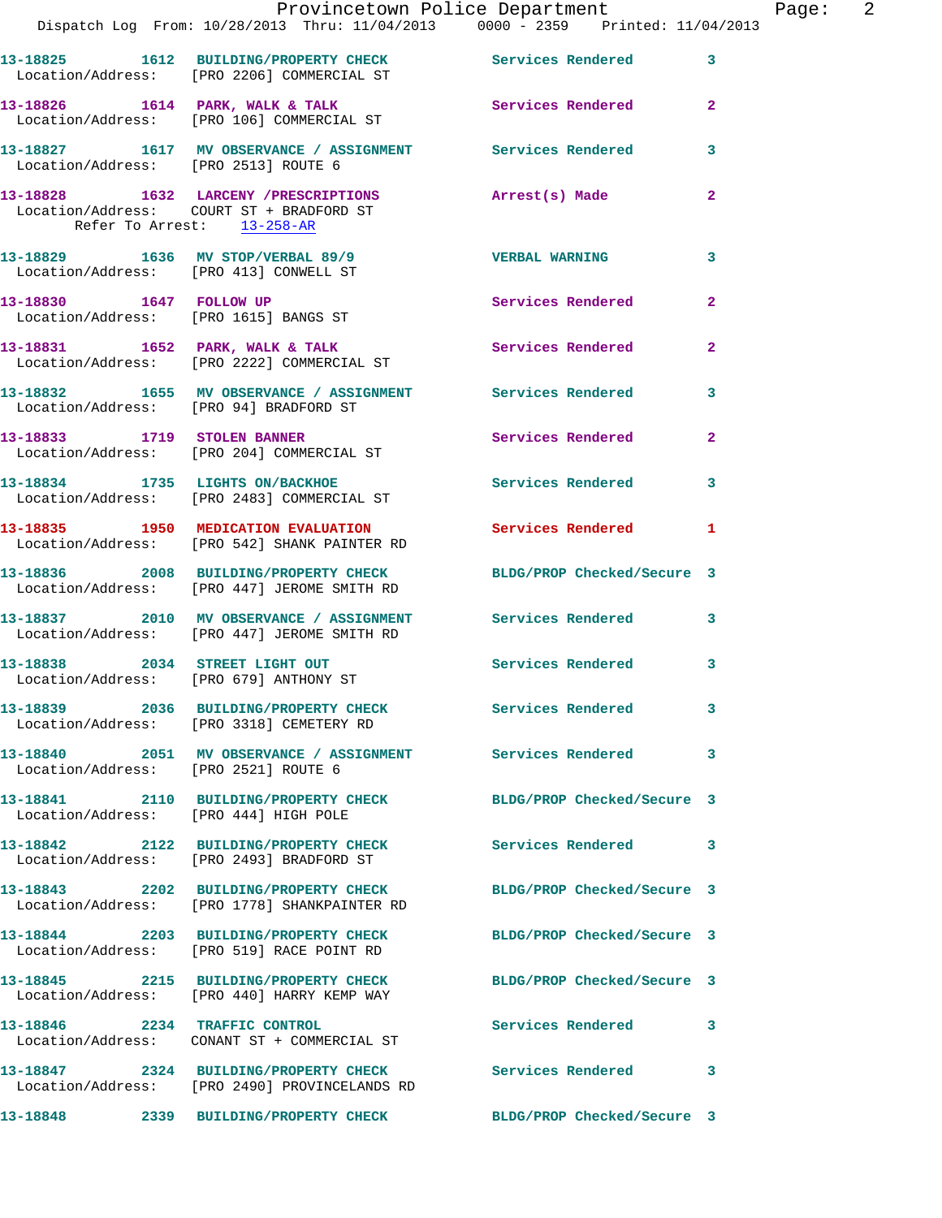```
13-18825        1612   BUILDING/PROPERTY CHECK          Services Rendered        3
 Location/Address:    [PRO 2206] COMMERCIAL ST

13-18826        1614   PARK, WALK & TALK                Services Rendered        2
 Location/Address:    [PRO 106] COMMERCIAL ST

13-18827        1617   MV OBSERVANCE / ASSIGNMENT       Services Rendered        3
 Location/Address:    [PRO 2513] ROUTE 6

13-18828        1632   LARCENY /PRESCRIPTIONS           Arrest(s) Made           2
 Location/Address:    COURT ST + BRADFORD ST
      Refer To Arrest:    13-258-AR

13-18829        1636   MV STOP/VERBAL 89/9              VERBAL WARNING           3
 Location/Address:    [PRO 413] CONWELL ST

13-18830        1647   FOLLOW UP                        Services Rendered        2
 Location/Address:    [PRO 1615] BANGS ST

13-18831        1652   PARK, WALK & TALK                Services Rendered        2
 Location/Address:    [PRO 2222] COMMERCIAL ST

13-18832        1655   MV OBSERVANCE / ASSIGNMENT       Services Rendered        3
 Location/Address:    [PRO 94] BRADFORD ST

13-18833        1719   STOLEN BANNER                    Services Rendered        2
 Location/Address:    [PRO 204] COMMERCIAL ST

13-18834        1735   LIGHTS ON/BACKHOE                Services Rendered        3
 Location/Address:    [PRO 2483] COMMERCIAL ST

13-18835        1950   MEDICATION EVALUATION            Services Rendered        1
 Location/Address:    [PRO 542] SHANK PAINTER RD

13-18836        2008   BUILDING/PROPERTY CHECK          BLDG/PROP Checked/Secure 3
 Location/Address:    [PRO 447] JEROME SMITH RD

13-18837        2010   MV OBSERVANCE / ASSIGNMENT       Services Rendered        3
 Location/Address:    [PRO 447] JEROME SMITH RD

13-18838        2034   STREET LIGHT OUT                 Services Rendered        3
 Location/Address:    [PRO 679] ANTHONY ST

13-18839        2036   BUILDING/PROPERTY CHECK          Services Rendered        3
 Location/Address:    [PRO 3318] CEMETERY RD

13-18840        2051   MV OBSERVANCE / ASSIGNMENT       Services Rendered        3
 Location/Address:    [PRO 2521] ROUTE 6

13-18841        2110   BUILDING/PROPERTY CHECK          BLDG/PROP Checked/Secure 3
 Location/Address:    [PRO 444] HIGH POLE

13-18842        2122   BUILDING/PROPERTY CHECK          Services Rendered        3
 Location/Address:    [PRO 2493] BRADFORD ST

13-18843        2202   BUILDING/PROPERTY CHECK          BLDG/PROP Checked/Secure 3
 Location/Address:    [PRO 1778] SHANKPAINTER RD

13-18844        2203   BUILDING/PROPERTY CHECK          BLDG/PROP Checked/Secure 3
 Location/Address:    [PRO 519] RACE POINT RD

13-18845        2215   BUILDING/PROPERTY CHECK          BLDG/PROP Checked/Secure 3
 Location/Address:    [PRO 440] HARRY KEMP WAY

13-18846        2234   TRAFFIC CONTROL                  Services Rendered        3
 Location/Address:    CONANT ST + COMMERCIAL ST

13-18847        2324   BUILDING/PROPERTY CHECK          Services Rendered        3
 Location/Address:    [PRO 2490] PROVINCELANDS RD

13-18848        2339   BUILDING/PROPERTY CHECK          BLDG/PROP Checked/Secure 3
```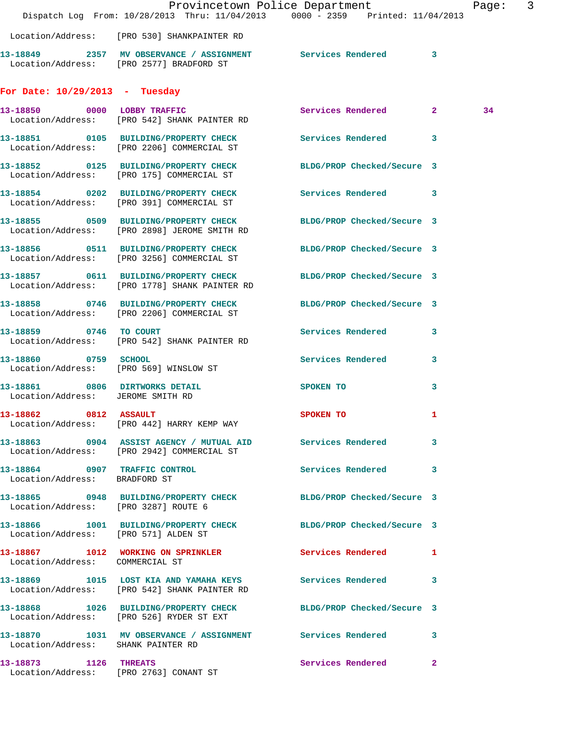Location/Address: [PRO 530] SHANKPAINTER RD

13-18849 2357 MV OBSERVANCE / ASSIGNMENT Services Rendered 3
Location/Address: [PRO 2577] BRADFORD ST

## For Date: 10/29/2013 - Tuesday

13-18850 0000 LOBBY TRAFFIC Services Rendered 2 34
Location/Address: [PRO 542] SHANK PAINTER RD

13-18851 0105 BUILDING/PROPERTY CHECK Services Rendered 3
Location/Address: [PRO 2206] COMMERCIAL ST

13-18852 0125 BUILDING/PROPERTY CHECK BLDG/PROP Checked/Secure 3
Location/Address: [PRO 175] COMMERCIAL ST

13-18854 0202 BUILDING/PROPERTY CHECK Services Rendered 3
Location/Address: [PRO 391] COMMERCIAL ST

13-18855 0509 BUILDING/PROPERTY CHECK BLDG/PROP Checked/Secure 3
Location/Address: [PRO 2898] JEROME SMITH RD

13-18856 0511 BUILDING/PROPERTY CHECK BLDG/PROP Checked/Secure 3
Location/Address: [PRO 3256] COMMERCIAL ST

13-18857 0611 BUILDING/PROPERTY CHECK BLDG/PROP Checked/Secure 3
Location/Address: [PRO 1778] SHANK PAINTER RD

13-18858 0746 BUILDING/PROPERTY CHECK BLDG/PROP Checked/Secure 3
Location/Address: [PRO 2206] COMMERCIAL ST

13-18859 0746 TO COURT Services Rendered 3
Location/Address: [PRO 542] SHANK PAINTER RD

13-18860 0759 SCHOOL Services Rendered 3
Location/Address: [PRO 569] WINSLOW ST

13-18861 0806 DIRTWORKS DETAIL SPOKEN TO 3
Location/Address: JEROME SMITH RD

13-18862 0812 ASSAULT SPOKEN TO 1
Location/Address: [PRO 442] HARRY KEMP WAY

13-18863 0904 ASSIST AGENCY / MUTUAL AID Services Rendered 3
Location/Address: [PRO 2942] COMMERCIAL ST

13-18864 0907 TRAFFIC CONTROL Services Rendered 3
Location/Address: BRADFORD ST

13-18865 0948 BUILDING/PROPERTY CHECK BLDG/PROP Checked/Secure 3
Location/Address: [PRO 3287] ROUTE 6

13-18866 1001 BUILDING/PROPERTY CHECK BLDG/PROP Checked/Secure 3
Location/Address: [PRO 571] ALDEN ST

13-18867 1012 WORKING ON SPRINKLER Services Rendered 1
Location/Address: COMMERCIAL ST

13-18869 1015 LOST KIA AND YAMAHA KEYS Services Rendered 3
Location/Address: [PRO 542] SHANK PAINTER RD

13-18868 1026 BUILDING/PROPERTY CHECK BLDG/PROP Checked/Secure 3
Location/Address: [PRO 526] RYDER ST EXT

13-18870 1031 MV OBSERVANCE / ASSIGNMENT Services Rendered 3
Location/Address: SHANK PAINTER RD

13-18873 1126 THREATS Services Rendered 2
Location/Address: [PRO 2763] CONANT ST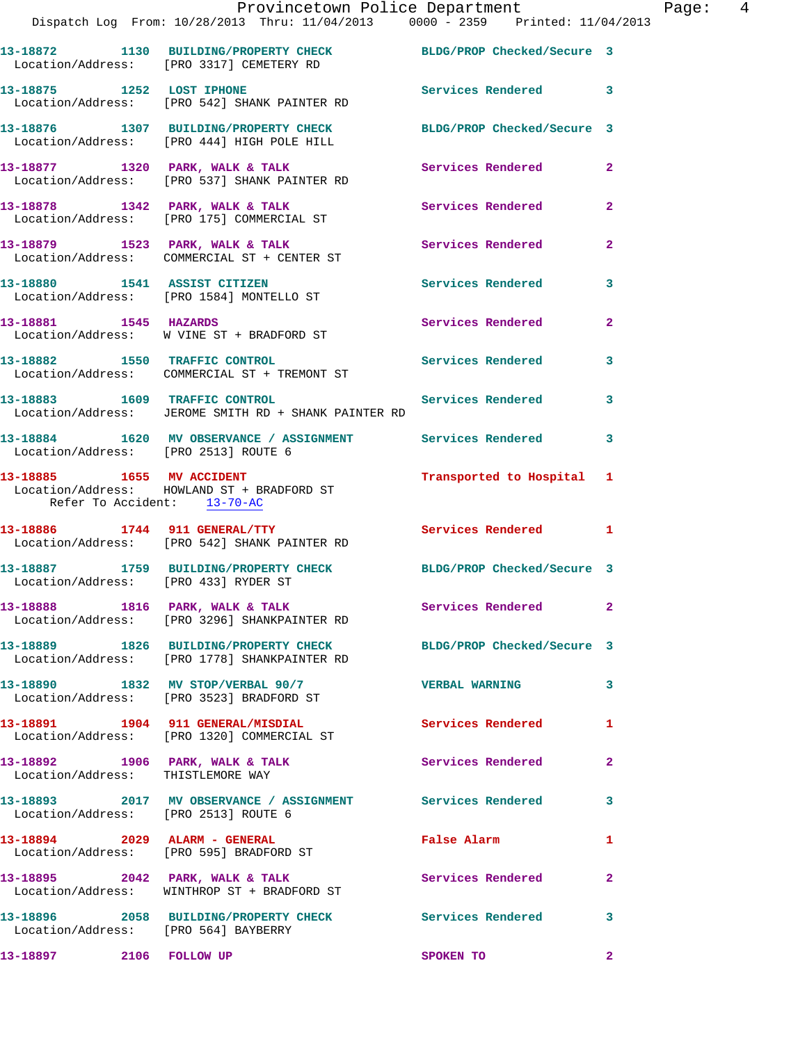13-18872 1130 BUILDING/PROPERTY CHECK BLDG/PROP Checked/Secure 3
Location/Address: [PRO 3317] CEMETERY RD

13-18875 1252 LOST IPHONE Services Rendered 3
Location/Address: [PRO 542] SHANK PAINTER RD

13-18876 1307 BUILDING/PROPERTY CHECK BLDG/PROP Checked/Secure 3
Location/Address: [PRO 444] HIGH POLE HILL

13-18877 1320 PARK, WALK & TALK Services Rendered 2
Location/Address: [PRO 537] SHANK PAINTER RD

13-18878 1342 PARK, WALK & TALK Services Rendered 2
Location/Address: [PRO 175] COMMERCIAL ST

13-18879 1523 PARK, WALK & TALK Services Rendered 2
Location/Address: COMMERCIAL ST + CENTER ST

13-18880 1541 ASSIST CITIZEN Services Rendered 3
Location/Address: [PRO 1584] MONTELLO ST

13-18881 1545 HAZARDS Services Rendered 2
Location/Address: W VINE ST + BRADFORD ST

13-18882 1550 TRAFFIC CONTROL Services Rendered 3
Location/Address: COMMERCIAL ST + TREMONT ST

13-18883 1609 TRAFFIC CONTROL Services Rendered 3
Location/Address: JEROME SMITH RD + SHANK PAINTER RD

13-18884 1620 MV OBSERVANCE / ASSIGNMENT Services Rendered 3
Location/Address: [PRO 2513] ROUTE 6

13-18885 1655 MV ACCIDENT Transported to Hospital 1
Location/Address: HOWLAND ST + BRADFORD ST
Refer To Accident: 13-70-AC

13-18886 1744 911 GENERAL/TTY Services Rendered 1
Location/Address: [PRO 542] SHANK PAINTER RD

13-18887 1759 BUILDING/PROPERTY CHECK BLDG/PROP Checked/Secure 3
Location/Address: [PRO 433] RYDER ST

13-18888 1816 PARK, WALK & TALK Services Rendered 2
Location/Address: [PRO 3296] SHANKPAINTER RD

13-18889 1826 BUILDING/PROPERTY CHECK BLDG/PROP Checked/Secure 3
Location/Address: [PRO 1778] SHANKPAINTER RD

13-18890 1832 MV STOP/VERBAL 90/7 VERBAL WARNING 3
Location/Address: [PRO 3523] BRADFORD ST

13-18891 1904 911 GENERAL/MISDIAL Services Rendered 1
Location/Address: [PRO 1320] COMMERCIAL ST

13-18892 1906 PARK, WALK & TALK Services Rendered 2
Location/Address: THISTLEMORE WAY

13-18893 2017 MV OBSERVANCE / ASSIGNMENT Services Rendered 3
Location/Address: [PRO 2513] ROUTE 6

13-18894 2029 ALARM - GENERAL False Alarm 1
Location/Address: [PRO 595] BRADFORD ST

13-18895 2042 PARK, WALK & TALK Services Rendered 2
Location/Address: WINTHROP ST + BRADFORD ST

13-18896 2058 BUILDING/PROPERTY CHECK Services Rendered 3
Location/Address: [PRO 564] BAYBERRY

13-18897 2106 FOLLOW UP SPOKEN TO 2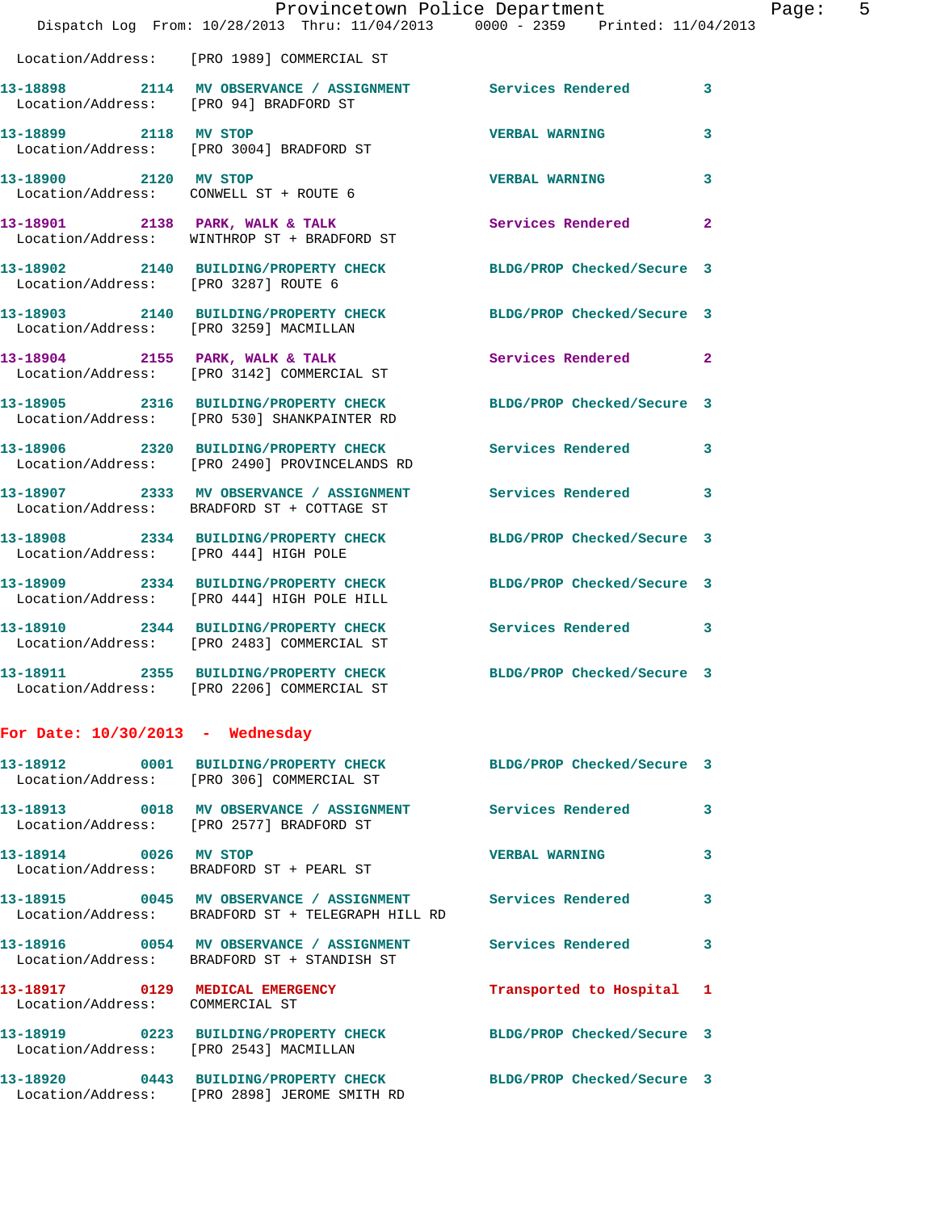Location/Address: [PRO 1989] COMMERCIAL ST

**13-18898 2114 MV OBSERVANCE / ASSIGNMENT** Services Rendered 3
Location/Address: [PRO 94] BRADFORD ST

**13-18899 2118 MV STOP** VERBAL WARNING 3
Location/Address: [PRO 3004] BRADFORD ST

**13-18900 2120 MV STOP** VERBAL WARNING 3
Location/Address: CONWELL ST + ROUTE 6

**13-18901 2138 PARK, WALK & TALK** Services Rendered 2
Location/Address: WINTHROP ST + BRADFORD ST

**13-18902 2140 BUILDING/PROPERTY CHECK** BLDG/PROP Checked/Secure 3
Location/Address: [PRO 3287] ROUTE 6

**13-18903 2140 BUILDING/PROPERTY CHECK** BLDG/PROP Checked/Secure 3
Location/Address: [PRO 3259] MACMILLAN

**13-18904 2155 PARK, WALK & TALK** Services Rendered 2
Location/Address: [PRO 3142] COMMERCIAL ST

**13-18905 2316 BUILDING/PROPERTY CHECK** BLDG/PROP Checked/Secure 3
Location/Address: [PRO 530] SHANKPAINTER RD

**13-18906 2320 BUILDING/PROPERTY CHECK** Services Rendered 3
Location/Address: [PRO 2490] PROVINCELANDS RD

**13-18907 2333 MV OBSERVANCE / ASSIGNMENT** Services Rendered 3
Location/Address: BRADFORD ST + COTTAGE ST

**13-18908 2334 BUILDING/PROPERTY CHECK** BLDG/PROP Checked/Secure 3
Location/Address: [PRO 444] HIGH POLE

**13-18909 2334 BUILDING/PROPERTY CHECK** BLDG/PROP Checked/Secure 3
Location/Address: [PRO 444] HIGH POLE HILL

**13-18910 2344 BUILDING/PROPERTY CHECK** Services Rendered 3
Location/Address: [PRO 2483] COMMERCIAL ST

**13-18911 2355 BUILDING/PROPERTY CHECK** BLDG/PROP Checked/Secure 3
Location/Address: [PRO 2206] COMMERCIAL ST

## For Date: 10/30/2013 - Wednesday

**13-18912 0001 BUILDING/PROPERTY CHECK** BLDG/PROP Checked/Secure 3
Location/Address: [PRO 306] COMMERCIAL ST

**13-18913 0018 MV OBSERVANCE / ASSIGNMENT** Services Rendered 3
Location/Address: [PRO 2577] BRADFORD ST

**13-18914 0026 MV STOP** VERBAL WARNING 3
Location/Address: BRADFORD ST + PEARL ST

**13-18915 0045 MV OBSERVANCE / ASSIGNMENT** Services Rendered 3
Location/Address: BRADFORD ST + TELEGRAPH HILL RD

**13-18916 0054 MV OBSERVANCE / ASSIGNMENT** Services Rendered 3
Location/Address: BRADFORD ST + STANDISH ST

**13-18917 0129 MEDICAL EMERGENCY** Transported to Hospital 1
Location/Address: COMMERCIAL ST

**13-18919 0223 BUILDING/PROPERTY CHECK** BLDG/PROP Checked/Secure 3
Location/Address: [PRO 2543] MACMILLAN

**13-18920 0443 BUILDING/PROPERTY CHECK** BLDG/PROP Checked/Secure 3
Location/Address: [PRO 2898] JEROME SMITH RD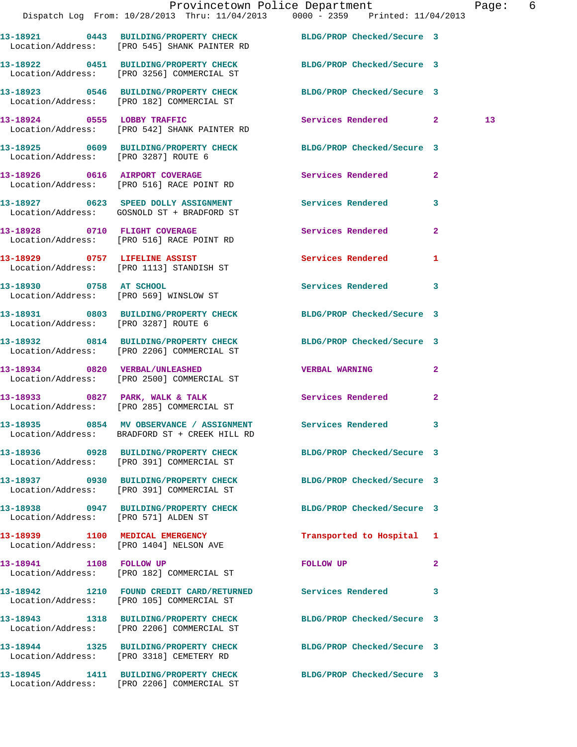13-18921 0443 BUILDING/PROPERTY CHECK BLDG/PROP Checked/Secure 3
Location/Address: [PRO 545] SHANK PAINTER RD

13-18922 0451 BUILDING/PROPERTY CHECK BLDG/PROP Checked/Secure 3
Location/Address: [PRO 3256] COMMERCIAL ST

13-18923 0546 BUILDING/PROPERTY CHECK BLDG/PROP Checked/Secure 3
Location/Address: [PRO 182] COMMERCIAL ST

13-18924 0555 LOBBY TRAFFIC Services Rendered 2 13
Location/Address: [PRO 542] SHANK PAINTER RD

13-18925 0609 BUILDING/PROPERTY CHECK BLDG/PROP Checked/Secure 3
Location/Address: [PRO 3287] ROUTE 6

13-18926 0616 AIRPORT COVERAGE Services Rendered 2
Location/Address: [PRO 516] RACE POINT RD

13-18927 0623 SPEED DOLLY ASSIGNMENT Services Rendered 3
Location/Address: GOSNOLD ST + BRADFORD ST

13-18928 0710 FLIGHT COVERAGE Services Rendered 2
Location/Address: [PRO 516] RACE POINT RD

13-18929 0757 LIFELINE ASSIST Services Rendered 1
Location/Address: [PRO 1113] STANDISH ST

13-18930 0758 AT SCHOOL Services Rendered 3
Location/Address: [PRO 569] WINSLOW ST

13-18931 0803 BUILDING/PROPERTY CHECK BLDG/PROP Checked/Secure 3
Location/Address: [PRO 3287] ROUTE 6

13-18932 0814 BUILDING/PROPERTY CHECK BLDG/PROP Checked/Secure 3
Location/Address: [PRO 2206] COMMERCIAL ST

13-18934 0820 VERBAL/UNLEASHED VERBAL WARNING 2
Location/Address: [PRO 2500] COMMERCIAL ST

13-18933 0827 PARK, WALK & TALK Services Rendered 2
Location/Address: [PRO 285] COMMERCIAL ST

13-18935 0854 MV OBSERVANCE / ASSIGNMENT Services Rendered 3
Location/Address: BRADFORD ST + CREEK HILL RD

13-18936 0928 BUILDING/PROPERTY CHECK BLDG/PROP Checked/Secure 3
Location/Address: [PRO 391] COMMERCIAL ST

13-18937 0930 BUILDING/PROPERTY CHECK BLDG/PROP Checked/Secure 3
Location/Address: [PRO 391] COMMERCIAL ST

13-18938 0947 BUILDING/PROPERTY CHECK BLDG/PROP Checked/Secure 3
Location/Address: [PRO 571] ALDEN ST

13-18939 1100 MEDICAL EMERGENCY Transported to Hospital 1
Location/Address: [PRO 1404] NELSON AVE

13-18941 1108 FOLLOW UP FOLLOW UP 2
Location/Address: [PRO 182] COMMERCIAL ST

13-18942 1210 FOUND CREDIT CARD/RETURNED Services Rendered 3
Location/Address: [PRO 105] COMMERCIAL ST

13-18943 1318 BUILDING/PROPERTY CHECK BLDG/PROP Checked/Secure 3
Location/Address: [PRO 2206] COMMERCIAL ST

13-18944 1325 BUILDING/PROPERTY CHECK BLDG/PROP Checked/Secure 3
Location/Address: [PRO 3318] CEMETERY RD

13-18945 1411 BUILDING/PROPERTY CHECK BLDG/PROP Checked/Secure 3
Location/Address: [PRO 2206] COMMERCIAL ST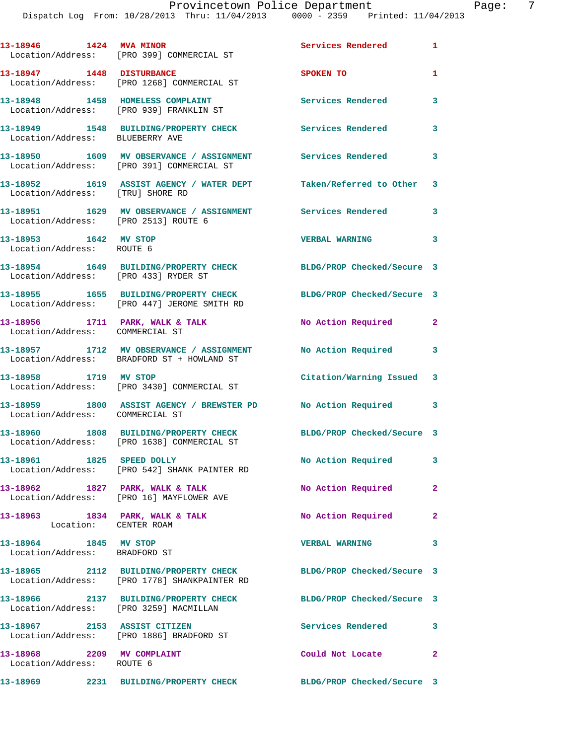| Call Number | Time | Call Reason | Action | Priority |
|---|---|---|---|---|
| 13-18946 | 1424 | MVA MINOR | Services Rendered | 1 |
| Location/Address: [PRO 399] COMMERCIAL ST | | | | |
| 13-18947 | 1448 | DISTURBANCE | SPOKEN TO | 1 |
| Location/Address: [PRO 1268] COMMERCIAL ST | | | | |
| 13-18948 | 1458 | HOMELESS COMPLAINT | Services Rendered | 3 |
| Location/Address: [PRO 939] FRANKLIN ST | | | | |
| 13-18949 | 1548 | BUILDING/PROPERTY CHECK | Services Rendered | 3 |
| Location/Address: BLUEBERRY AVE | | | | |
| 13-18950 | 1609 | MV OBSERVANCE / ASSIGNMENT | Services Rendered | 3 |
| Location/Address: [PRO 391] COMMERCIAL ST | | | | |
| 13-18952 | 1619 | ASSIST AGENCY / WATER DEPT | Taken/Referred to Other | 3 |
| Location/Address: [TRU] SHORE RD | | | | |
| 13-18951 | 1629 | MV OBSERVANCE / ASSIGNMENT | Services Rendered | 3 |
| Location/Address: [PRO 2513] ROUTE 6 | | | | |
| 13-18953 | 1642 | MV STOP | VERBAL WARNING | 3 |
| Location/Address: ROUTE 6 | | | | |
| 13-18954 | 1649 | BUILDING/PROPERTY CHECK | BLDG/PROP Checked/Secure | 3 |
| Location/Address: [PRO 433] RYDER ST | | | | |
| 13-18955 | 1655 | BUILDING/PROPERTY CHECK | BLDG/PROP Checked/Secure | 3 |
| Location/Address: [PRO 447] JEROME SMITH RD | | | | |
| 13-18956 | 1711 | PARK, WALK & TALK | No Action Required | 2 |
| Location/Address: COMMERCIAL ST | | | | |
| 13-18957 | 1712 | MV OBSERVANCE / ASSIGNMENT | No Action Required | 3 |
| Location/Address: BRADFORD ST + HOWLAND ST | | | | |
| 13-18958 | 1719 | MV STOP | Citation/Warning Issued | 3 |
| Location/Address: [PRO 3430] COMMERCIAL ST | | | | |
| 13-18959 | 1800 | ASSIST AGENCY / BREWSTER PD | No Action Required | 3 |
| Location/Address: COMMERCIAL ST | | | | |
| 13-18960 | 1808 | BUILDING/PROPERTY CHECK | BLDG/PROP Checked/Secure | 3 |
| Location/Address: [PRO 1638] COMMERCIAL ST | | | | |
| 13-18961 | 1825 | SPEED DOLLY | No Action Required | 3 |
| Location/Address: [PRO 542] SHANK PAINTER RD | | | | |
| 13-18962 | 1827 | PARK, WALK & TALK | No Action Required | 2 |
| Location/Address: [PRO 16] MAYFLOWER AVE | | | | |
| 13-18963 | 1834 | PARK, WALK & TALK | No Action Required | 2 |
| Location: CENTER ROAM | | | | |
| 13-18964 | 1845 | MV STOP | VERBAL WARNING | 3 |
| Location/Address: BRADFORD ST | | | | |
| 13-18965 | 2112 | BUILDING/PROPERTY CHECK | BLDG/PROP Checked/Secure | 3 |
| Location/Address: [PRO 1778] SHANKPAINTER RD | | | | |
| 13-18966 | 2137 | BUILDING/PROPERTY CHECK | BLDG/PROP Checked/Secure | 3 |
| Location/Address: [PRO 3259] MACMILLAN | | | | |
| 13-18967 | 2153 | ASSIST CITIZEN | Services Rendered | 3 |
| Location/Address: [PRO 1886] BRADFORD ST | | | | |
| 13-18968 | 2209 | MV COMPLAINT | Could Not Locate | 2 |
| Location/Address: ROUTE 6 | | | | |
| 13-18969 | 2231 | BUILDING/PROPERTY CHECK | BLDG/PROP Checked/Secure | 3 |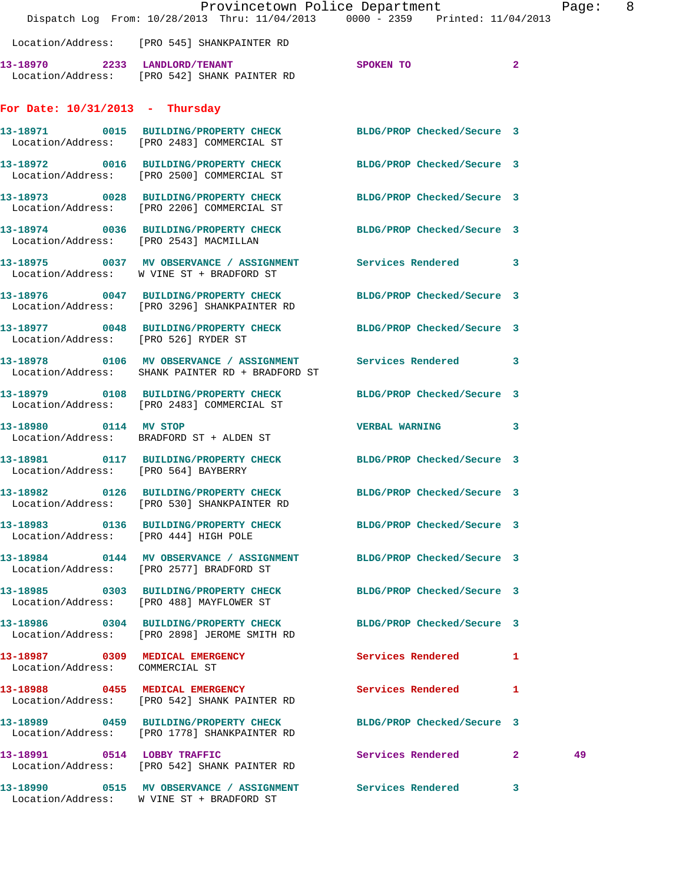Location/Address: [PRO 545] SHANKPAINTER RD

**13-18970** 2233 LANDLORD/TENANT SPOKEN TO 2
Location/Address: [PRO 542] SHANK PAINTER RD

## For Date: 10/31/2013 - Thursday

**13-18971** 0015 BUILDING/PROPERTY CHECK BLDG/PROP Checked/Secure 3
Location/Address: [PRO 2483] COMMERCIAL ST

**13-18972** 0016 BUILDING/PROPERTY CHECK BLDG/PROP Checked/Secure 3
Location/Address: [PRO 2500] COMMERCIAL ST

**13-18973** 0028 BUILDING/PROPERTY CHECK BLDG/PROP Checked/Secure 3
Location/Address: [PRO 2206] COMMERCIAL ST

**13-18974** 0036 BUILDING/PROPERTY CHECK BLDG/PROP Checked/Secure 3
Location/Address: [PRO 2543] MACMILLAN

**13-18975** 0037 MV OBSERVANCE / ASSIGNMENT Services Rendered 3
Location/Address: W VINE ST + BRADFORD ST

**13-18976** 0047 BUILDING/PROPERTY CHECK BLDG/PROP Checked/Secure 3
Location/Address: [PRO 3296] SHANKPAINTER RD

**13-18977** 0048 BUILDING/PROPERTY CHECK BLDG/PROP Checked/Secure 3
Location/Address: [PRO 526] RYDER ST

**13-18978** 0106 MV OBSERVANCE / ASSIGNMENT Services Rendered 3
Location/Address: SHANK PAINTER RD + BRADFORD ST

**13-18979** 0108 BUILDING/PROPERTY CHECK BLDG/PROP Checked/Secure 3
Location/Address: [PRO 2483] COMMERCIAL ST

**13-18980** 0114 MV STOP VERBAL WARNING 3
Location/Address: BRADFORD ST + ALDEN ST

**13-18981** 0117 BUILDING/PROPERTY CHECK BLDG/PROP Checked/Secure 3
Location/Address: [PRO 564] BAYBERRY

**13-18982** 0126 BUILDING/PROPERTY CHECK BLDG/PROP Checked/Secure 3
Location/Address: [PRO 530] SHANKPAINTER RD

**13-18983** 0136 BUILDING/PROPERTY CHECK BLDG/PROP Checked/Secure 3
Location/Address: [PRO 444] HIGH POLE

**13-18984** 0144 MV OBSERVANCE / ASSIGNMENT BLDG/PROP Checked/Secure 3
Location/Address: [PRO 2577] BRADFORD ST

**13-18985** 0303 BUILDING/PROPERTY CHECK BLDG/PROP Checked/Secure 3
Location/Address: [PRO 488] MAYFLOWER ST

**13-18986** 0304 BUILDING/PROPERTY CHECK BLDG/PROP Checked/Secure 3
Location/Address: [PRO 2898] JEROME SMITH RD

**13-18987** 0309 MEDICAL EMERGENCY Services Rendered 1
Location/Address: COMMERCIAL ST

**13-18988** 0455 MEDICAL EMERGENCY Services Rendered 1
Location/Address: [PRO 542] SHANK PAINTER RD

**13-18989** 0459 BUILDING/PROPERTY CHECK BLDG/PROP Checked/Secure 3
Location/Address: [PRO 1778] SHANKPAINTER RD

**13-18991** 0514 LOBBY TRAFFIC Services Rendered 2 49
Location/Address: [PRO 542] SHANK PAINTER RD

**13-18990** 0515 MV OBSERVANCE / ASSIGNMENT Services Rendered 3
Location/Address: W VINE ST + BRADFORD ST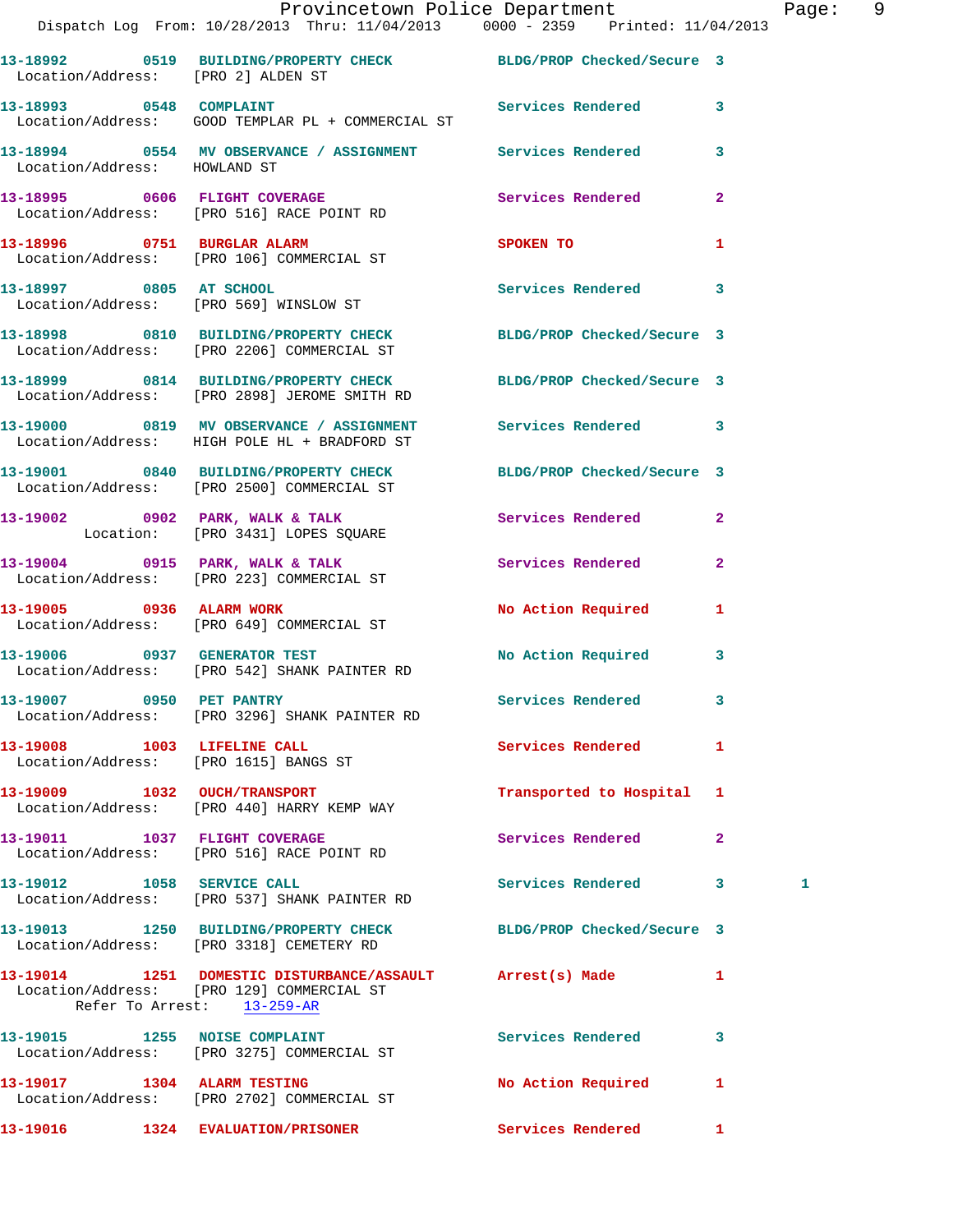13-18992 0519 BUILDING/PROPERTY CHECK BLDG/PROP Checked/Secure 3
Location/Address: [PRO 2] ALDEN ST

13-18993 0548 COMPLAINT Services Rendered 3
Location/Address: GOOD TEMPLAR PL + COMMERCIAL ST

13-18994 0554 MV OBSERVANCE / ASSIGNMENT Services Rendered 3
Location/Address: HOWLAND ST

13-18995 0606 FLIGHT COVERAGE Services Rendered 2
Location/Address: [PRO 516] RACE POINT RD

13-18996 0751 BURGLAR ALARM SPOKEN TO 1
Location/Address: [PRO 106] COMMERCIAL ST

13-18997 0805 AT SCHOOL Services Rendered 3
Location/Address: [PRO 569] WINSLOW ST

13-18998 0810 BUILDING/PROPERTY CHECK BLDG/PROP Checked/Secure 3
Location/Address: [PRO 2206] COMMERCIAL ST

13-18999 0814 BUILDING/PROPERTY CHECK BLDG/PROP Checked/Secure 3
Location/Address: [PRO 2898] JEROME SMITH RD

13-19000 0819 MV OBSERVANCE / ASSIGNMENT Services Rendered 3
Location/Address: HIGH POLE HL + BRADFORD ST

13-19001 0840 BUILDING/PROPERTY CHECK BLDG/PROP Checked/Secure 3
Location/Address: [PRO 2500] COMMERCIAL ST

13-19002 0902 PARK, WALK & TALK Services Rendered 2
Location: [PRO 3431] LOPES SQUARE

13-19004 0915 PARK, WALK & TALK Services Rendered 2
Location/Address: [PRO 223] COMMERCIAL ST

13-19005 0936 ALARM WORK No Action Required 1
Location/Address: [PRO 649] COMMERCIAL ST

13-19006 0937 GENERATOR TEST No Action Required 3
Location/Address: [PRO 542] SHANK PAINTER RD

13-19007 0950 PET PANTRY Services Rendered 3
Location/Address: [PRO 3296] SHANK PAINTER RD

13-19008 1003 LIFELINE CALL Services Rendered 1
Location/Address: [PRO 1615] BANGS ST

13-19009 1032 OUCH/TRANSPORT Transported to Hospital 1
Location/Address: [PRO 440] HARRY KEMP WAY

13-19011 1037 FLIGHT COVERAGE Services Rendered 2
Location/Address: [PRO 516] RACE POINT RD

13-19012 1058 SERVICE CALL Services Rendered 3 1
Location/Address: [PRO 537] SHANK PAINTER RD

13-19013 1250 BUILDING/PROPERTY CHECK BLDG/PROP Checked/Secure 3
Location/Address: [PRO 3318] CEMETERY RD

13-19014 1251 DOMESTIC DISTURBANCE/ASSAULT Arrest(s) Made 1
Location/Address: [PRO 129] COMMERCIAL ST
Refer To Arrest: 13-259-AR

13-19015 1255 NOISE COMPLAINT Services Rendered 3
Location/Address: [PRO 3275] COMMERCIAL ST

13-19017 1304 ALARM TESTING No Action Required 1
Location/Address: [PRO 2702] COMMERCIAL ST

13-19016 1324 EVALUATION/PRISONER Services Rendered 1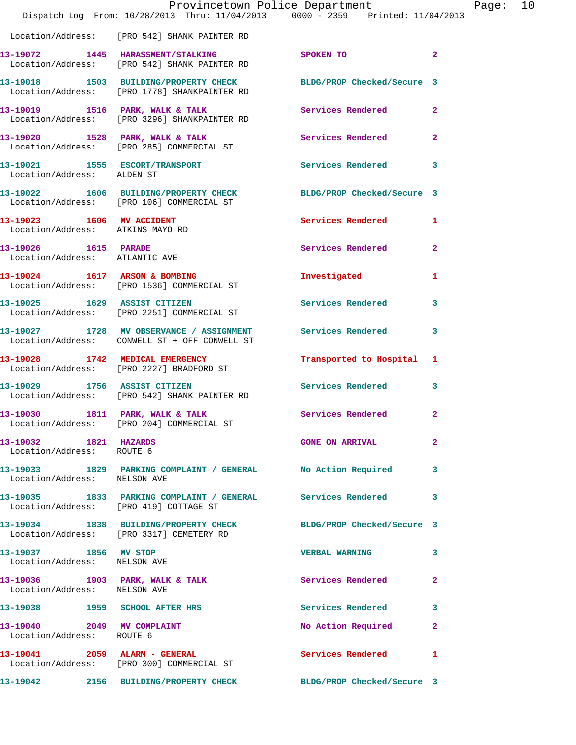Location/Address: [PRO 542] SHANK PAINTER RD

13-19072 1445 HARASSMENT/STALKING SPOKEN TO 2
Location/Address: [PRO 542] SHANK PAINTER RD

13-19018 1503 BUILDING/PROPERTY CHECK BLDG/PROP Checked/Secure 3
Location/Address: [PRO 1778] SHANKPAINTER RD

13-19019 1516 PARK, WALK & TALK Services Rendered 2
Location/Address: [PRO 3296] SHANKPAINTER RD

13-19020 1528 PARK, WALK & TALK Services Rendered 2
Location/Address: [PRO 285] COMMERCIAL ST

13-19021 1555 ESCORT/TRANSPORT Services Rendered 3
Location/Address: ALDEN ST

13-19022 1606 BUILDING/PROPERTY CHECK BLDG/PROP Checked/Secure 3
Location/Address: [PRO 106] COMMERCIAL ST

13-19023 1606 MV ACCIDENT Services Rendered 1
Location/Address: ATKINS MAYO RD

13-19026 1615 PARADE Services Rendered 2
Location/Address: ATLANTIC AVE

13-19024 1617 ARSON & BOMBING Investigated 1
Location/Address: [PRO 1536] COMMERCIAL ST

13-19025 1629 ASSIST CITIZEN Services Rendered 3
Location/Address: [PRO 2251] COMMERCIAL ST

13-19027 1728 MV OBSERVANCE / ASSIGNMENT Services Rendered 3
Location/Address: CONWELL ST + OFF CONWELL ST

13-19028 1742 MEDICAL EMERGENCY Transported to Hospital 1
Location/Address: [PRO 2227] BRADFORD ST

13-19029 1756 ASSIST CITIZEN Services Rendered 3
Location/Address: [PRO 542] SHANK PAINTER RD

13-19030 1811 PARK, WALK & TALK Services Rendered 2
Location/Address: [PRO 204] COMMERCIAL ST

13-19032 1821 HAZARDS GONE ON ARRIVAL 2
Location/Address: ROUTE 6

13-19033 1829 PARKING COMPLAINT / GENERAL No Action Required 3
Location/Address: NELSON AVE

13-19035 1833 PARKING COMPLAINT / GENERAL Services Rendered 3
Location/Address: [PRO 419] COTTAGE ST

13-19034 1838 BUILDING/PROPERTY CHECK BLDG/PROP Checked/Secure 3
Location/Address: [PRO 3317] CEMETERY RD

13-19037 1856 MV STOP VERBAL WARNING 3
Location/Address: NELSON AVE

13-19036 1903 PARK, WALK & TALK Services Rendered 2
Location/Address: NELSON AVE

13-19038 1959 SCHOOL AFTER HRS Services Rendered 3

13-19040 2049 MV COMPLAINT No Action Required 2
Location/Address: ROUTE 6

13-19041 2059 ALARM - GENERAL Services Rendered 1
Location/Address: [PRO 300] COMMERCIAL ST

13-19042 2156 BUILDING/PROPERTY CHECK BLDG/PROP Checked/Secure 3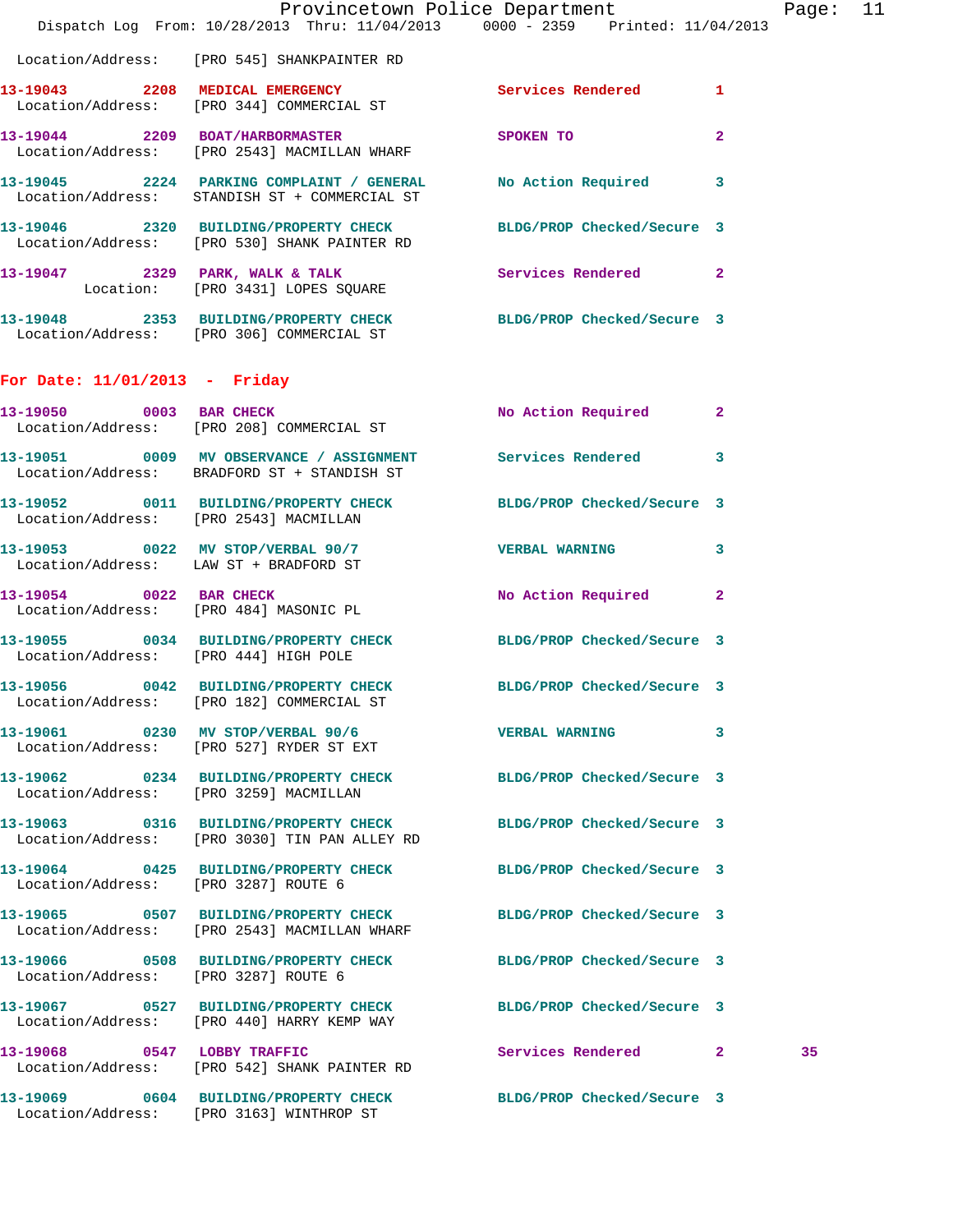Location/Address: [PRO 545] SHANKPAINTER RD

| Call # | Time | Call Reason | Action | Priority | |
|---|---|---|---|---|---|
| 13-19043 | 2208 | MEDICAL EMERGENCY | Services Rendered | 1 | |
| | | Location/Address: [PRO 344] COMMERCIAL ST | | | |
| 13-19044 | 2209 | BOAT/HARBORMASTER | SPOKEN TO | 2 | |
| | | Location/Address: [PRO 2543] MACMILLAN WHARF | | | |
| 13-19045 | 2224 | PARKING COMPLAINT / GENERAL | No Action Required | 3 | |
| | | Location/Address: STANDISH ST + COMMERCIAL ST | | | |
| 13-19046 | 2320 | BUILDING/PROPERTY CHECK | BLDG/PROP Checked/Secure | 3 | |
| | | Location/Address: [PRO 530] SHANK PAINTER RD | | | |
| 13-19047 | 2329 | PARK, WALK & TALK | Services Rendered | 2 | |
| | | Location: [PRO 3431] LOPES SQUARE | | | |
| 13-19048 | 2353 | BUILDING/PROPERTY CHECK | BLDG/PROP Checked/Secure | 3 | |
| | | Location/Address: [PRO 306] COMMERCIAL ST | | | |

## For Date: 11/01/2013 - Friday

| Call # | Time | Call Reason | Action | Priority | |
|---|---|---|---|---|---|
| 13-19050 | 0003 | BAR CHECK | No Action Required | 2 | |
| | | Location/Address: [PRO 208] COMMERCIAL ST | | | |
| 13-19051 | 0009 | MV OBSERVANCE / ASSIGNMENT | Services Rendered | 3 | |
| | | Location/Address: BRADFORD ST + STANDISH ST | | | |
| 13-19052 | 0011 | BUILDING/PROPERTY CHECK | BLDG/PROP Checked/Secure | 3 | |
| | | Location/Address: [PRO 2543] MACMILLAN | | | |
| 13-19053 | 0022 | MV STOP/VERBAL 90/7 | VERBAL WARNING | 3 | |
| | | Location/Address: LAW ST + BRADFORD ST | | | |
| 13-19054 | 0022 | BAR CHECK | No Action Required | 2 | |
| | | Location/Address: [PRO 484] MASONIC PL | | | |
| 13-19055 | 0034 | BUILDING/PROPERTY CHECK | BLDG/PROP Checked/Secure | 3 | |
| | | Location/Address: [PRO 444] HIGH POLE | | | |
| 13-19056 | 0042 | BUILDING/PROPERTY CHECK | BLDG/PROP Checked/Secure | 3 | |
| | | Location/Address: [PRO 182] COMMERCIAL ST | | | |
| 13-19061 | 0230 | MV STOP/VERBAL 90/6 | VERBAL WARNING | 3 | |
| | | Location/Address: [PRO 527] RYDER ST EXT | | | |
| 13-19062 | 0234 | BUILDING/PROPERTY CHECK | BLDG/PROP Checked/Secure | 3 | |
| | | Location/Address: [PRO 3259] MACMILLAN | | | |
| 13-19063 | 0316 | BUILDING/PROPERTY CHECK | BLDG/PROP Checked/Secure | 3 | |
| | | Location/Address: [PRO 3030] TIN PAN ALLEY RD | | | |
| 13-19064 | 0425 | BUILDING/PROPERTY CHECK | BLDG/PROP Checked/Secure | 3 | |
| | | Location/Address: [PRO 3287] ROUTE 6 | | | |
| 13-19065 | 0507 | BUILDING/PROPERTY CHECK | BLDG/PROP Checked/Secure | 3 | |
| | | Location/Address: [PRO 2543] MACMILLAN WHARF | | | |
| 13-19066 | 0508 | BUILDING/PROPERTY CHECK | BLDG/PROP Checked/Secure | 3 | |
| | | Location/Address: [PRO 3287] ROUTE 6 | | | |
| 13-19067 | 0527 | BUILDING/PROPERTY CHECK | BLDG/PROP Checked/Secure | 3 | |
| | | Location/Address: [PRO 440] HARRY KEMP WAY | | | |
| 13-19068 | 0547 | LOBBY TRAFFIC | Services Rendered | 2 | 35 |
| | | Location/Address: [PRO 542] SHANK PAINTER RD | | | |
| 13-19069 | 0604 | BUILDING/PROPERTY CHECK | BLDG/PROP Checked/Secure | 3 | |
| | | Location/Address: [PRO 3163] WINTHROP ST | | | |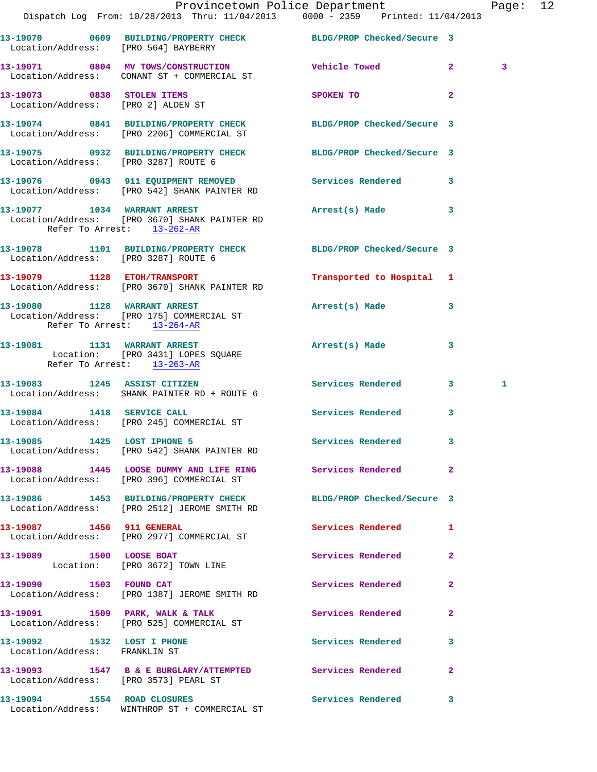13-19070 0609 BUILDING/PROPERTY CHECK BLDG/PROP Checked/Secure 3
Location/Address: [PRO 564] BAYBERRY

13-19071 0804 MV TOWS/CONSTRUCTION Vehicle Towed 2 3
Location/Address: CONANT ST + COMMERCIAL ST

13-19073 0838 STOLEN ITEMS SPOKEN TO 2
Location/Address: [PRO 2] ALDEN ST

13-19074 0841 BUILDING/PROPERTY CHECK BLDG/PROP Checked/Secure 3
Location/Address: [PRO 2206] COMMERCIAL ST

13-19075 0932 BUILDING/PROPERTY CHECK BLDG/PROP Checked/Secure 3
Location/Address: [PRO 3287] ROUTE 6

13-19076 0943 911 EQUIPMENT REMOVED Services Rendered 3
Location/Address: [PRO 542] SHANK PAINTER RD

13-19077 1034 WARRANT ARREST Arrest(s) Made 3
Location/Address: [PRO 3670] SHANK PAINTER RD
Refer To Arrest: 13-262-AR

13-19078 1101 BUILDING/PROPERTY CHECK BLDG/PROP Checked/Secure 3
Location/Address: [PRO 3287] ROUTE 6

13-19079 1128 ETOH/TRANSPORT Transported to Hospital 1
Location/Address: [PRO 3670] SHANK PAINTER RD

13-19080 1128 WARRANT ARREST Arrest(s) Made 3
Location/Address: [PRO 175] COMMERCIAL ST
Refer To Arrest: 13-264-AR

13-19081 1131 WARRANT ARREST Arrest(s) Made 3
Location: [PRO 3431] LOPES SQUARE
Refer To Arrest: 13-263-AR

13-19083 1245 ASSIST CITIZEN Services Rendered 3 1
Location/Address: SHANK PAINTER RD + ROUTE 6

13-19084 1418 SERVICE CALL Services Rendered 3
Location/Address: [PRO 245] COMMERCIAL ST

13-19085 1425 LOST IPHONE 5 Services Rendered 3
Location/Address: [PRO 542] SHANK PAINTER RD

13-19088 1445 LOOSE DUMMY AND LIFE RING Services Rendered 2
Location/Address: [PRO 396] COMMERCIAL ST

13-19086 1453 BUILDING/PROPERTY CHECK BLDG/PROP Checked/Secure 3
Location/Address: [PRO 2512] JEROME SMITH RD

13-19087 1456 911 GENERAL Services Rendered 1
Location/Address: [PRO 2977] COMMERCIAL ST

13-19089 1500 LOOSE BOAT Services Rendered 2
Location: [PRO 3672] TOWN LINE

13-19090 1503 FOUND CAT Services Rendered 2
Location/Address: [PRO 1387] JEROME SMITH RD

13-19091 1509 PARK, WALK & TALK Services Rendered 2
Location/Address: [PRO 525] COMMERCIAL ST

13-19092 1532 LOST I PHONE Services Rendered 3
Location/Address: FRANKLIN ST

13-19093 1547 B & E BURGLARY/ATTEMPTED Services Rendered 2
Location/Address: [PRO 3573] PEARL ST

13-19094 1554 ROAD CLOSURES Services Rendered 3
Location/Address: WINTHROP ST + COMMERCIAL ST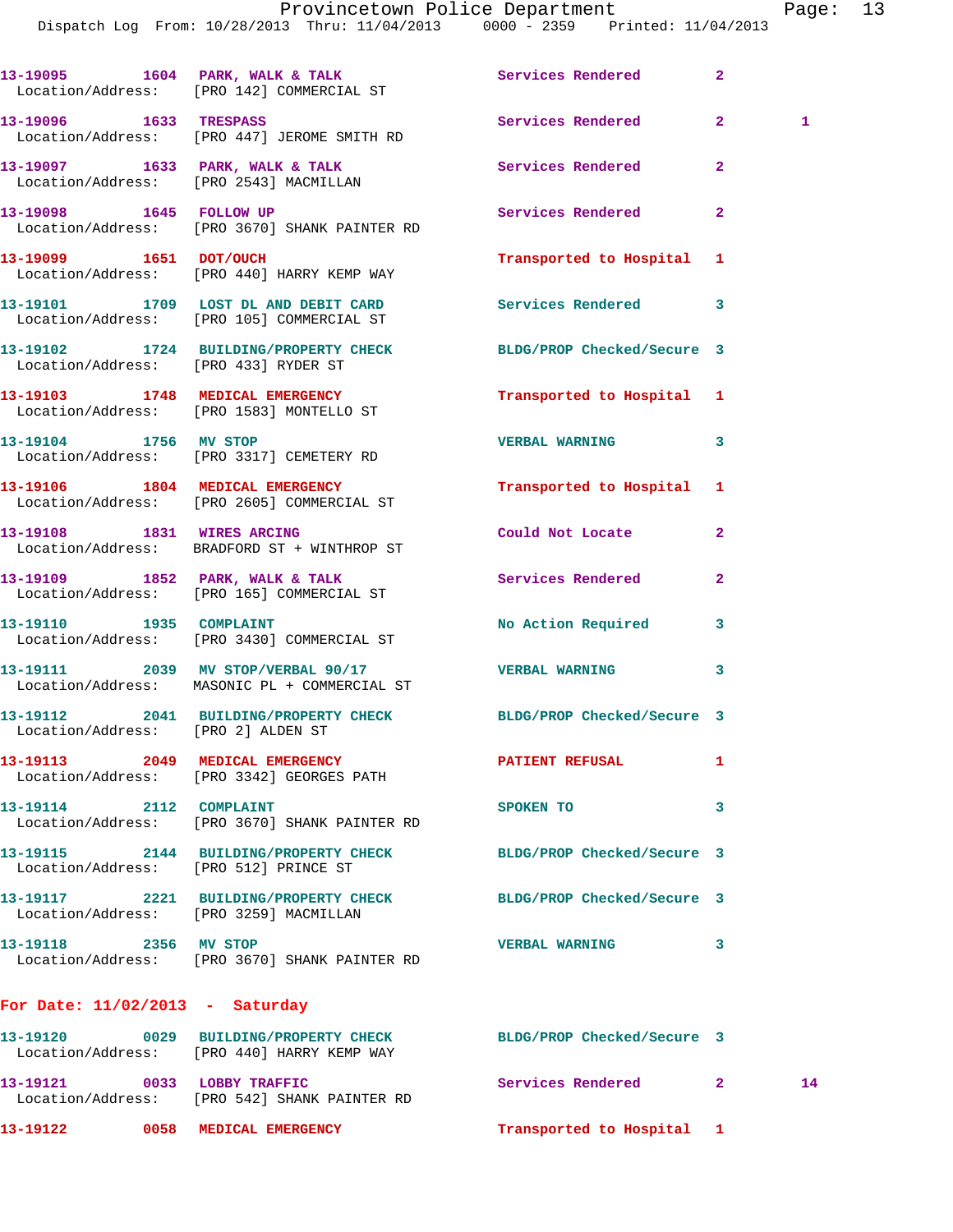13-19095 1604 PARK, WALK & TALK Services Rendered 2
Location/Address: [PRO 142] COMMERCIAL ST

13-19096 1633 TRESPASS Services Rendered 2 1
Location/Address: [PRO 447] JEROME SMITH RD

13-19097 1633 PARK, WALK & TALK Services Rendered 2
Location/Address: [PRO 2543] MACMILLAN

13-19098 1645 FOLLOW UP Services Rendered 2
Location/Address: [PRO 3670] SHANK PAINTER RD

13-19099 1651 DOT/OUCH Transported to Hospital 1
Location/Address: [PRO 440] HARRY KEMP WAY

13-19101 1709 LOST DL AND DEBIT CARD Services Rendered 3
Location/Address: [PRO 105] COMMERCIAL ST

13-19102 1724 BUILDING/PROPERTY CHECK BLDG/PROP Checked/Secure 3
Location/Address: [PRO 433] RYDER ST

13-19103 1748 MEDICAL EMERGENCY Transported to Hospital 1
Location/Address: [PRO 1583] MONTELLO ST

13-19104 1756 MV STOP VERBAL WARNING 3
Location/Address: [PRO 3317] CEMETERY RD

13-19106 1804 MEDICAL EMERGENCY Transported to Hospital 1
Location/Address: [PRO 2605] COMMERCIAL ST

13-19108 1831 WIRES ARCING Could Not Locate 2
Location/Address: BRADFORD ST + WINTHROP ST

13-19109 1852 PARK, WALK & TALK Services Rendered 2
Location/Address: [PRO 165] COMMERCIAL ST

13-19110 1935 COMPLAINT No Action Required 3
Location/Address: [PRO 3430] COMMERCIAL ST

13-19111 2039 MV STOP/VERBAL 90/17 VERBAL WARNING 3
Location/Address: MASONIC PL + COMMERCIAL ST

13-19112 2041 BUILDING/PROPERTY CHECK BLDG/PROP Checked/Secure 3
Location/Address: [PRO 2] ALDEN ST

13-19113 2049 MEDICAL EMERGENCY PATIENT REFUSAL 1
Location/Address: [PRO 3342] GEORGES PATH

13-19114 2112 COMPLAINT SPOKEN TO 3
Location/Address: [PRO 3670] SHANK PAINTER RD

13-19115 2144 BUILDING/PROPERTY CHECK BLDG/PROP Checked/Secure 3
Location/Address: [PRO 512] PRINCE ST

13-19117 2221 BUILDING/PROPERTY CHECK BLDG/PROP Checked/Secure 3
Location/Address: [PRO 3259] MACMILLAN

13-19118 2356 MV STOP VERBAL WARNING 3
Location/Address: [PRO 3670] SHANK PAINTER RD

**For Date: 11/02/2013 - Saturday**

13-19120 0029 BUILDING/PROPERTY CHECK BLDG/PROP Checked/Secure 3
Location/Address: [PRO 440] HARRY KEMP WAY

13-19121 0033 LOBBY TRAFFIC Services Rendered 2 14
Location/Address: [PRO 542] SHANK PAINTER RD

13-19122 0058 MEDICAL EMERGENCY Transported to Hospital 1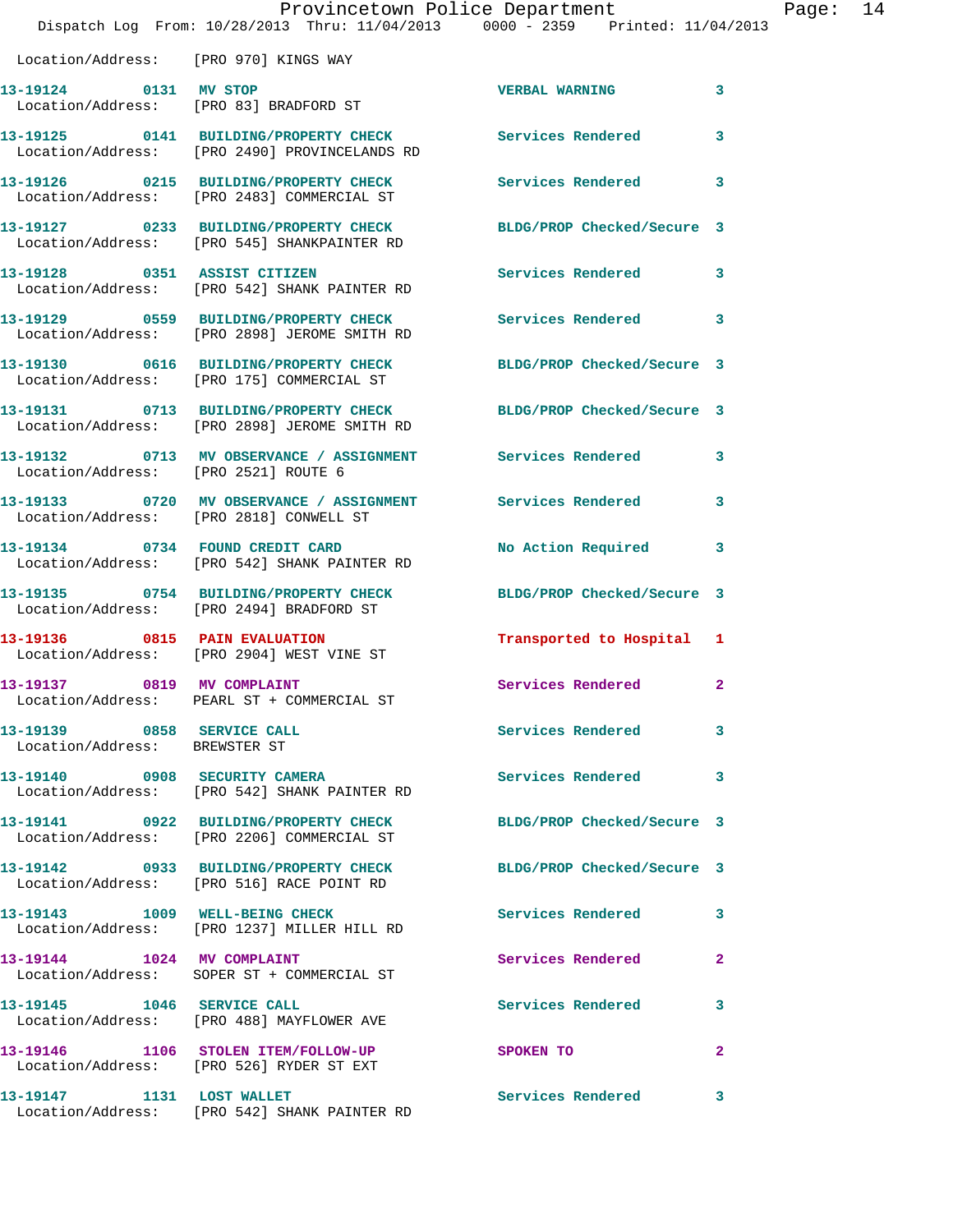Location/Address: [PRO 970] KINGS WAY

| Call # | Time | Call Type | Disposition | Priority |
|---|---|---|---|---|
| 13-19124 | 0131 | MV STOP | VERBAL WARNING | 3 |
| | | Location/Address: [PRO 83] BRADFORD ST | | |
| 13-19125 | 0141 | BUILDING/PROPERTY CHECK | Services Rendered | 3 |
| | | Location/Address: [PRO 2490] PROVINCELANDS RD | | |
| 13-19126 | 0215 | BUILDING/PROPERTY CHECK | Services Rendered | 3 |
| | | Location/Address: [PRO 2483] COMMERCIAL ST | | |
| 13-19127 | 0233 | BUILDING/PROPERTY CHECK | BLDG/PROP Checked/Secure | 3 |
| | | Location/Address: [PRO 545] SHANKPAINTER RD | | |
| 13-19128 | 0351 | ASSIST CITIZEN | Services Rendered | 3 |
| | | Location/Address: [PRO 542] SHANK PAINTER RD | | |
| 13-19129 | 0559 | BUILDING/PROPERTY CHECK | Services Rendered | 3 |
| | | Location/Address: [PRO 2898] JEROME SMITH RD | | |
| 13-19130 | 0616 | BUILDING/PROPERTY CHECK | BLDG/PROP Checked/Secure | 3 |
| | | Location/Address: [PRO 175] COMMERCIAL ST | | |
| 13-19131 | 0713 | BUILDING/PROPERTY CHECK | BLDG/PROP Checked/Secure | 3 |
| | | Location/Address: [PRO 2898] JEROME SMITH RD | | |
| 13-19132 | 0713 | MV OBSERVANCE / ASSIGNMENT | Services Rendered | 3 |
| | | Location/Address: [PRO 2521] ROUTE 6 | | |
| 13-19133 | 0720 | MV OBSERVANCE / ASSIGNMENT | Services Rendered | 3 |
| | | Location/Address: [PRO 2818] CONWELL ST | | |
| 13-19134 | 0734 | FOUND CREDIT CARD | No Action Required | 3 |
| | | Location/Address: [PRO 542] SHANK PAINTER RD | | |
| 13-19135 | 0754 | BUILDING/PROPERTY CHECK | BLDG/PROP Checked/Secure | 3 |
| | | Location/Address: [PRO 2494] BRADFORD ST | | |
| 13-19136 | 0815 | PAIN EVALUATION | Transported to Hospital | 1 |
| | | Location/Address: [PRO 2904] WEST VINE ST | | |
| 13-19137 | 0819 | MV COMPLAINT | Services Rendered | 2 |
| | | Location/Address: PEARL ST + COMMERCIAL ST | | |
| 13-19139 | 0858 | SERVICE CALL | Services Rendered | 3 |
| | | Location/Address: BREWSTER ST | | |
| 13-19140 | 0908 | SECURITY CAMERA | Services Rendered | 3 |
| | | Location/Address: [PRO 542] SHANK PAINTER RD | | |
| 13-19141 | 0922 | BUILDING/PROPERTY CHECK | BLDG/PROP Checked/Secure | 3 |
| | | Location/Address: [PRO 2206] COMMERCIAL ST | | |
| 13-19142 | 0933 | BUILDING/PROPERTY CHECK | BLDG/PROP Checked/Secure | 3 |
| | | Location/Address: [PRO 516] RACE POINT RD | | |
| 13-19143 | 1009 | WELL-BEING CHECK | Services Rendered | 3 |
| | | Location/Address: [PRO 1237] MILLER HILL RD | | |
| 13-19144 | 1024 | MV COMPLAINT | Services Rendered | 2 |
| | | Location/Address: SOPER ST + COMMERCIAL ST | | |
| 13-19145 | 1046 | SERVICE CALL | Services Rendered | 3 |
| | | Location/Address: [PRO 488] MAYFLOWER AVE | | |
| 13-19146 | 1106 | STOLEN ITEM/FOLLOW-UP | SPOKEN TO | 2 |
| | | Location/Address: [PRO 526] RYDER ST EXT | | |
| 13-19147 | 1131 | LOST WALLET | Services Rendered | 3 |
| | | Location/Address: [PRO 542] SHANK PAINTER RD | | |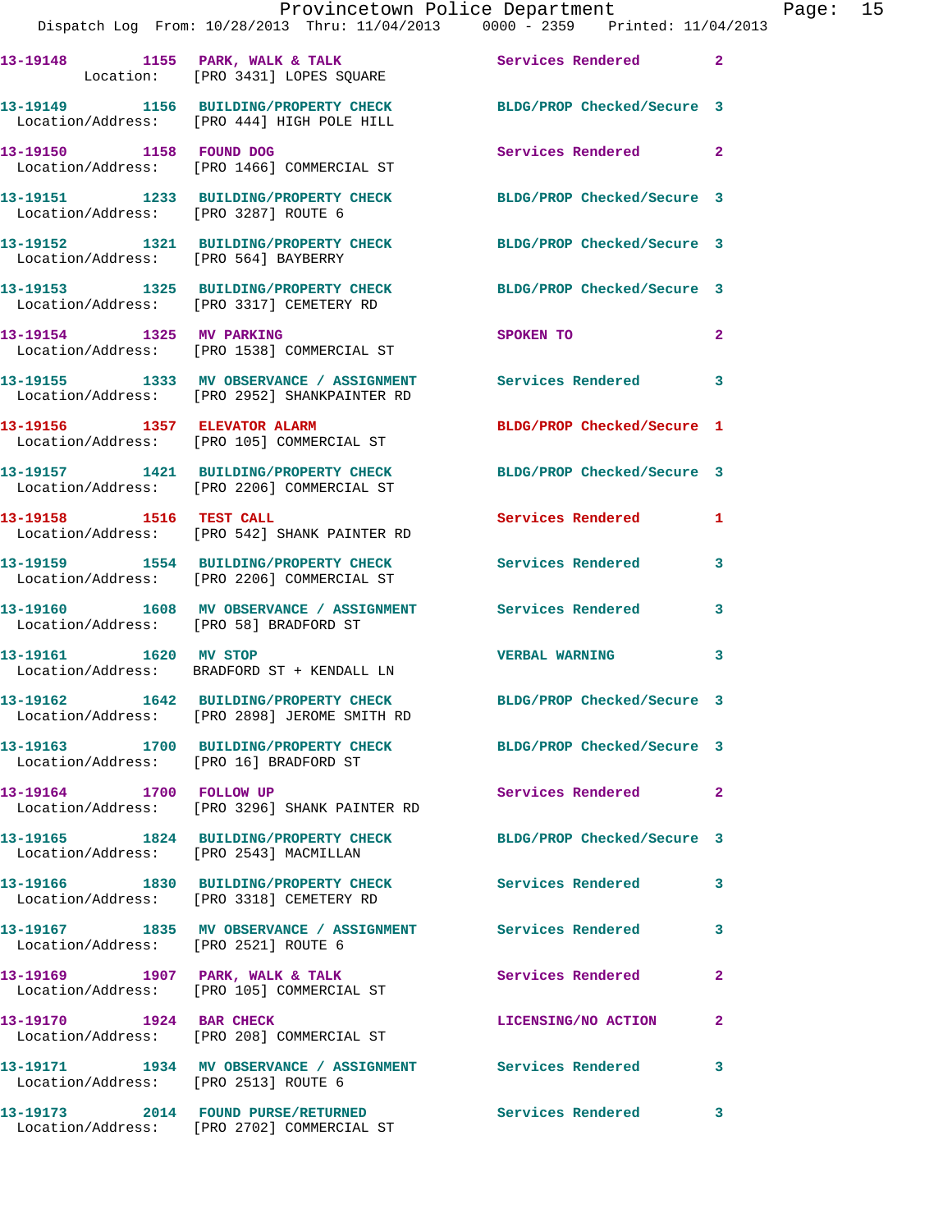13-19148 1155 PARK, WALK & TALK Services Rendered 2
Location: [PRO 3431] LOPES SQUARE

13-19149 1156 BUILDING/PROPERTY CHECK BLDG/PROP Checked/Secure 3
Location/Address: [PRO 444] HIGH POLE HILL

13-19150 1158 FOUND DOG Services Rendered 2
Location/Address: [PRO 1466] COMMERCIAL ST

13-19151 1233 BUILDING/PROPERTY CHECK BLDG/PROP Checked/Secure 3
Location/Address: [PRO 3287] ROUTE 6

13-19152 1321 BUILDING/PROPERTY CHECK BLDG/PROP Checked/Secure 3
Location/Address: [PRO 564] BAYBERRY

13-19153 1325 BUILDING/PROPERTY CHECK BLDG/PROP Checked/Secure 3
Location/Address: [PRO 3317] CEMETERY RD

13-19154 1325 MV PARKING SPOKEN TO 2
Location/Address: [PRO 1538] COMMERCIAL ST

13-19155 1333 MV OBSERVANCE / ASSIGNMENT Services Rendered 3
Location/Address: [PRO 2952] SHANKPAINTER RD

13-19156 1357 ELEVATOR ALARM BLDG/PROP Checked/Secure 1
Location/Address: [PRO 105] COMMERCIAL ST

13-19157 1421 BUILDING/PROPERTY CHECK BLDG/PROP Checked/Secure 3
Location/Address: [PRO 2206] COMMERCIAL ST

13-19158 1516 TEST CALL Services Rendered 1
Location/Address: [PRO 542] SHANK PAINTER RD

13-19159 1554 BUILDING/PROPERTY CHECK Services Rendered 3
Location/Address: [PRO 2206] COMMERCIAL ST

13-19160 1608 MV OBSERVANCE / ASSIGNMENT Services Rendered 3
Location/Address: [PRO 58] BRADFORD ST

13-19161 1620 MV STOP VERBAL WARNING 3
Location/Address: BRADFORD ST + KENDALL LN

13-19162 1642 BUILDING/PROPERTY CHECK BLDG/PROP Checked/Secure 3
Location/Address: [PRO 2898] JEROME SMITH RD

13-19163 1700 BUILDING/PROPERTY CHECK BLDG/PROP Checked/Secure 3
Location/Address: [PRO 16] BRADFORD ST

13-19164 1700 FOLLOW UP Services Rendered 2
Location/Address: [PRO 3296] SHANK PAINTER RD

13-19165 1824 BUILDING/PROPERTY CHECK BLDG/PROP Checked/Secure 3
Location/Address: [PRO 2543] MACMILLAN

13-19166 1830 BUILDING/PROPERTY CHECK Services Rendered 3
Location/Address: [PRO 3318] CEMETERY RD

13-19167 1835 MV OBSERVANCE / ASSIGNMENT Services Rendered 3
Location/Address: [PRO 2521] ROUTE 6

13-19169 1907 PARK, WALK & TALK Services Rendered 2
Location/Address: [PRO 105] COMMERCIAL ST

13-19170 1924 BAR CHECK LICENSING/NO ACTION 2
Location/Address: [PRO 208] COMMERCIAL ST

13-19171 1934 MV OBSERVANCE / ASSIGNMENT Services Rendered 3
Location/Address: [PRO 2513] ROUTE 6

13-19173 2014 FOUND PURSE/RETURNED Services Rendered 3
Location/Address: [PRO 2702] COMMERCIAL ST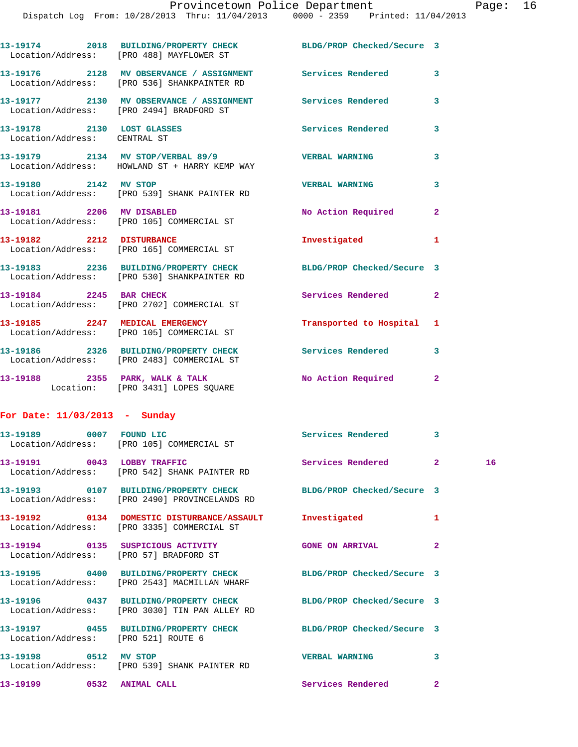13-19174 2018 BUILDING/PROPERTY CHECK BLDG/PROP Checked/Secure 3
Location/Address: [PRO 488] MAYFLOWER ST

13-19176 2128 MV OBSERVANCE / ASSIGNMENT Services Rendered 3
Location/Address: [PRO 536] SHANKPAINTER RD

13-19177 2130 MV OBSERVANCE / ASSIGNMENT Services Rendered 3
Location/Address: [PRO 2494] BRADFORD ST

13-19178 2130 LOST GLASSES Services Rendered 3
Location/Address: CENTRAL ST

13-19179 2134 MV STOP/VERBAL 89/9 VERBAL WARNING 3
Location/Address: HOWLAND ST + HARRY KEMP WAY

13-19180 2142 MV STOP VERBAL WARNING 3
Location/Address: [PRO 539] SHANK PAINTER RD

13-19181 2206 MV DISABLED No Action Required 2
Location/Address: [PRO 105] COMMERCIAL ST

13-19182 2212 DISTURBANCE Investigated 1
Location/Address: [PRO 165] COMMERCIAL ST

13-19183 2236 BUILDING/PROPERTY CHECK BLDG/PROP Checked/Secure 3
Location/Address: [PRO 530] SHANKPAINTER RD

13-19184 2245 BAR CHECK Services Rendered 2
Location/Address: [PRO 2702] COMMERCIAL ST

13-19185 2247 MEDICAL EMERGENCY Transported to Hospital 1
Location/Address: [PRO 105] COMMERCIAL ST

13-19186 2326 BUILDING/PROPERTY CHECK Services Rendered 3
Location/Address: [PRO 2483] COMMERCIAL ST

13-19188 2355 PARK, WALK & TALK No Action Required 2
Location: [PRO 3431] LOPES SQUARE

## For Date: 11/03/2013 - Sunday

13-19189 0007 FOUND LIC Services Rendered 3
Location/Address: [PRO 105] COMMERCIAL ST

13-19191 0043 LOBBY TRAFFIC Services Rendered 2 16
Location/Address: [PRO 542] SHANK PAINTER RD

13-19193 0107 BUILDING/PROPERTY CHECK BLDG/PROP Checked/Secure 3
Location/Address: [PRO 2490] PROVINCELANDS RD

13-19192 0134 DOMESTIC DISTURBANCE/ASSAULT Investigated 1
Location/Address: [PRO 3335] COMMERCIAL ST

13-19194 0135 SUSPICIOUS ACTIVITY GONE ON ARRIVAL 2
Location/Address: [PRO 57] BRADFORD ST

13-19195 0400 BUILDING/PROPERTY CHECK BLDG/PROP Checked/Secure 3
Location/Address: [PRO 2543] MACMILLAN WHARF

13-19196 0437 BUILDING/PROPERTY CHECK BLDG/PROP Checked/Secure 3
Location/Address: [PRO 3030] TIN PAN ALLEY RD

13-19197 0455 BUILDING/PROPERTY CHECK BLDG/PROP Checked/Secure 3
Location/Address: [PRO 521] ROUTE 6

13-19198 0512 MV STOP VERBAL WARNING 3
Location/Address: [PRO 539] SHANK PAINTER RD

13-19199 0532 ANIMAL CALL Services Rendered 2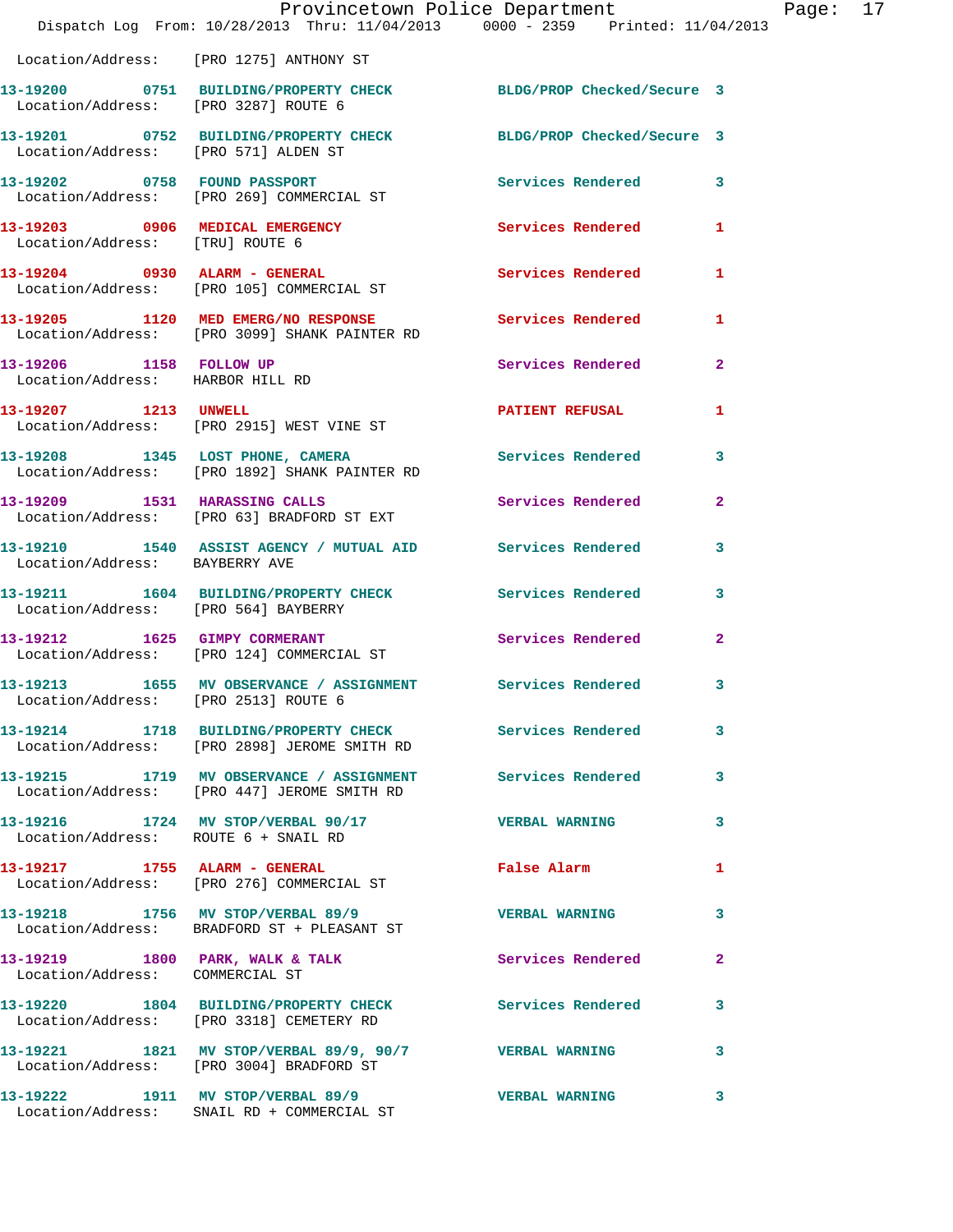Location/Address: [PRO 1275] ANTHONY ST

| Call # | Time | Call Type | Disposition | Priority |
|---|---|---|---|---|
| 13-19200 | 0751 | BUILDING/PROPERTY CHECK | BLDG/PROP Checked/Secure | 3 |
| | | Location/Address: [PRO 3287] ROUTE 6 | | |
| 13-19201 | 0752 | BUILDING/PROPERTY CHECK | BLDG/PROP Checked/Secure | 3 |
| | | Location/Address: [PRO 571] ALDEN ST | | |
| 13-19202 | 0758 | FOUND PASSPORT | Services Rendered | 3 |
| | | Location/Address: [PRO 269] COMMERCIAL ST | | |
| 13-19203 | 0906 | MEDICAL EMERGENCY | Services Rendered | 1 |
| | | Location/Address: [TRU] ROUTE 6 | | |
| 13-19204 | 0930 | ALARM - GENERAL | Services Rendered | 1 |
| | | Location/Address: [PRO 105] COMMERCIAL ST | | |
| 13-19205 | 1120 | MED EMERG/NO RESPONSE | Services Rendered | 1 |
| | | Location/Address: [PRO 3099] SHANK PAINTER RD | | |
| 13-19206 | 1158 | FOLLOW UP | Services Rendered | 2 |
| | | Location/Address: HARBOR HILL RD | | |
| 13-19207 | 1213 | UNWELL | PATIENT REFUSAL | 1 |
| | | Location/Address: [PRO 2915] WEST VINE ST | | |
| 13-19208 | 1345 | LOST PHONE, CAMERA | Services Rendered | 3 |
| | | Location/Address: [PRO 1892] SHANK PAINTER RD | | |
| 13-19209 | 1531 | HARASSING CALLS | Services Rendered | 2 |
| | | Location/Address: [PRO 63] BRADFORD ST EXT | | |
| 13-19210 | 1540 | ASSIST AGENCY / MUTUAL AID | Services Rendered | 3 |
| | | Location/Address: BAYBERRY AVE | | |
| 13-19211 | 1604 | BUILDING/PROPERTY CHECK | Services Rendered | 3 |
| | | Location/Address: [PRO 564] BAYBERRY | | |
| 13-19212 | 1625 | GIMPY CORMERANT | Services Rendered | 2 |
| | | Location/Address: [PRO 124] COMMERCIAL ST | | |
| 13-19213 | 1655 | MV OBSERVANCE / ASSIGNMENT | Services Rendered | 3 |
| | | Location/Address: [PRO 2513] ROUTE 6 | | |
| 13-19214 | 1718 | BUILDING/PROPERTY CHECK | Services Rendered | 3 |
| | | Location/Address: [PRO 2898] JEROME SMITH RD | | |
| 13-19215 | 1719 | MV OBSERVANCE / ASSIGNMENT | Services Rendered | 3 |
| | | Location/Address: [PRO 447] JEROME SMITH RD | | |
| 13-19216 | 1724 | MV STOP/VERBAL 90/17 | VERBAL WARNING | 3 |
| | | Location/Address: ROUTE 6 + SNAIL RD | | |
| 13-19217 | 1755 | ALARM - GENERAL | False Alarm | 1 |
| | | Location/Address: [PRO 276] COMMERCIAL ST | | |
| 13-19218 | 1756 | MV STOP/VERBAL 89/9 | VERBAL WARNING | 3 |
| | | Location/Address: BRADFORD ST + PLEASANT ST | | |
| 13-19219 | 1800 | PARK, WALK & TALK | Services Rendered | 2 |
| | | Location/Address: COMMERCIAL ST | | |
| 13-19220 | 1804 | BUILDING/PROPERTY CHECK | Services Rendered | 3 |
| | | Location/Address: [PRO 3318] CEMETERY RD | | |
| 13-19221 | 1821 | MV STOP/VERBAL 89/9, 90/7 | VERBAL WARNING | 3 |
| | | Location/Address: [PRO 3004] BRADFORD ST | | |
| 13-19222 | 1911 | MV STOP/VERBAL 89/9 | VERBAL WARNING | 3 |
| | | Location/Address: SNAIL RD + COMMERCIAL ST | | |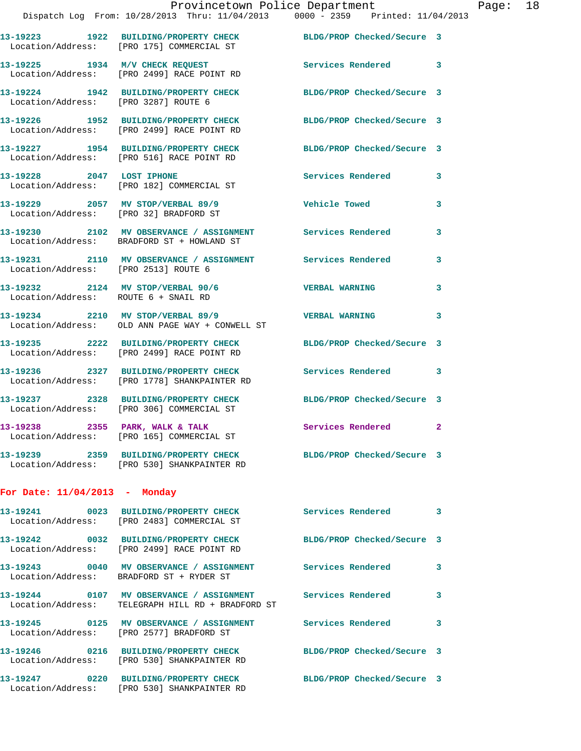13-19223 1922 BUILDING/PROPERTY CHECK BLDG/PROP Checked/Secure 3
Location/Address: [PRO 175] COMMERCIAL ST

13-19225 1934 M/V CHECK REQUEST Services Rendered 3
Location/Address: [PRO 2499] RACE POINT RD

13-19224 1942 BUILDING/PROPERTY CHECK BLDG/PROP Checked/Secure 3
Location/Address: [PRO 3287] ROUTE 6

13-19226 1952 BUILDING/PROPERTY CHECK BLDG/PROP Checked/Secure 3
Location/Address: [PRO 2499] RACE POINT RD

13-19227 1954 BUILDING/PROPERTY CHECK BLDG/PROP Checked/Secure 3
Location/Address: [PRO 516] RACE POINT RD

13-19228 2047 LOST IPHONE Services Rendered 3
Location/Address: [PRO 182] COMMERCIAL ST

13-19229 2057 MV STOP/VERBAL 89/9 Vehicle Towed 3
Location/Address: [PRO 32] BRADFORD ST

13-19230 2102 MV OBSERVANCE / ASSIGNMENT Services Rendered 3
Location/Address: BRADFORD ST + HOWLAND ST

13-19231 2110 MV OBSERVANCE / ASSIGNMENT Services Rendered 3
Location/Address: [PRO 2513] ROUTE 6

13-19232 2124 MV STOP/VERBAL 90/6 VERBAL WARNING 3
Location/Address: ROUTE 6 + SNAIL RD

13-19234 2210 MV STOP/VERBAL 89/9 VERBAL WARNING 3
Location/Address: OLD ANN PAGE WAY + CONWELL ST

13-19235 2222 BUILDING/PROPERTY CHECK BLDG/PROP Checked/Secure 3
Location/Address: [PRO 2499] RACE POINT RD

13-19236 2327 BUILDING/PROPERTY CHECK Services Rendered 3
Location/Address: [PRO 1778] SHANKPAINTER RD

13-19237 2328 BUILDING/PROPERTY CHECK BLDG/PROP Checked/Secure 3
Location/Address: [PRO 306] COMMERCIAL ST

13-19238 2355 PARK, WALK & TALK Services Rendered 2
Location/Address: [PRO 165] COMMERCIAL ST

13-19239 2359 BUILDING/PROPERTY CHECK BLDG/PROP Checked/Secure 3
Location/Address: [PRO 530] SHANKPAINTER RD

## For Date: 11/04/2013 - Monday

13-19241 0023 BUILDING/PROPERTY CHECK Services Rendered 3
Location/Address: [PRO 2483] COMMERCIAL ST

13-19242 0032 BUILDING/PROPERTY CHECK BLDG/PROP Checked/Secure 3
Location/Address: [PRO 2499] RACE POINT RD

13-19243 0040 MV OBSERVANCE / ASSIGNMENT Services Rendered 3
Location/Address: BRADFORD ST + RYDER ST

13-19244 0107 MV OBSERVANCE / ASSIGNMENT Services Rendered 3
Location/Address: TELEGRAPH HILL RD + BRADFORD ST

13-19245 0125 MV OBSERVANCE / ASSIGNMENT Services Rendered 3
Location/Address: [PRO 2577] BRADFORD ST

13-19246 0216 BUILDING/PROPERTY CHECK BLDG/PROP Checked/Secure 3
Location/Address: [PRO 530] SHANKPAINTER RD

13-19247 0220 BUILDING/PROPERTY CHECK BLDG/PROP Checked/Secure 3
Location/Address: [PRO 530] SHANKPAINTER RD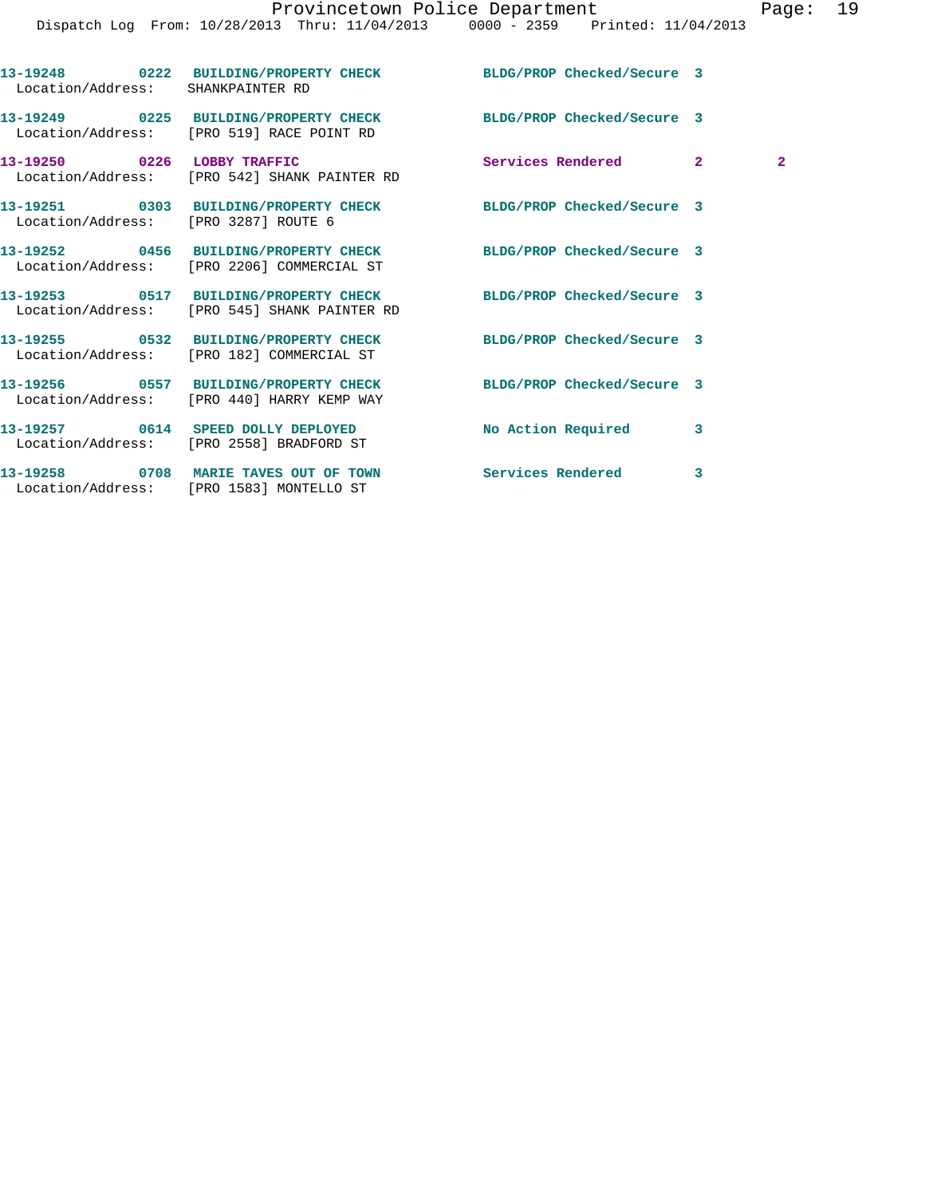| | | | | | |
|---|---|---|---|---|---|
| 13-19248 | 0222 | BUILDING/PROPERTY CHECK | BLDG/PROP Checked/Secure | 3 | |
| Location/Address: | | SHANKPAINTER RD | | | |
| 13-19249 | 0225 | BUILDING/PROPERTY CHECK | BLDG/PROP Checked/Secure | 3 | |
| Location/Address: | | [PRO 519] RACE POINT RD | | | |
| 13-19250 | 0226 | LOBBY TRAFFIC | Services Rendered | 2 | 2 |
| Location/Address: | | [PRO 542] SHANK PAINTER RD | | | |
| 13-19251 | 0303 | BUILDING/PROPERTY CHECK | BLDG/PROP Checked/Secure | 3 | |
| Location/Address: | | [PRO 3287] ROUTE 6 | | | |
| 13-19252 | 0456 | BUILDING/PROPERTY CHECK | BLDG/PROP Checked/Secure | 3 | |
| Location/Address: | | [PRO 2206] COMMERCIAL ST | | | |
| 13-19253 | 0517 | BUILDING/PROPERTY CHECK | BLDG/PROP Checked/Secure | 3 | |
| Location/Address: | | [PRO 545] SHANK PAINTER RD | | | |
| 13-19255 | 0532 | BUILDING/PROPERTY CHECK | BLDG/PROP Checked/Secure | 3 | |
| Location/Address: | | [PRO 182] COMMERCIAL ST | | | |
| 13-19256 | 0557 | BUILDING/PROPERTY CHECK | BLDG/PROP Checked/Secure | 3 | |
| Location/Address: | | [PRO 440] HARRY KEMP WAY | | | |
| 13-19257 | 0614 | SPEED DOLLY DEPLOYED | No Action Required | 3 | |
| Location/Address: | | [PRO 2558] BRADFORD ST | | | |
| 13-19258 | 0708 | MARIE TAVES OUT OF TOWN | Services Rendered | 3 | |
| Location/Address: | | [PRO 1583] MONTELLO ST | | | |